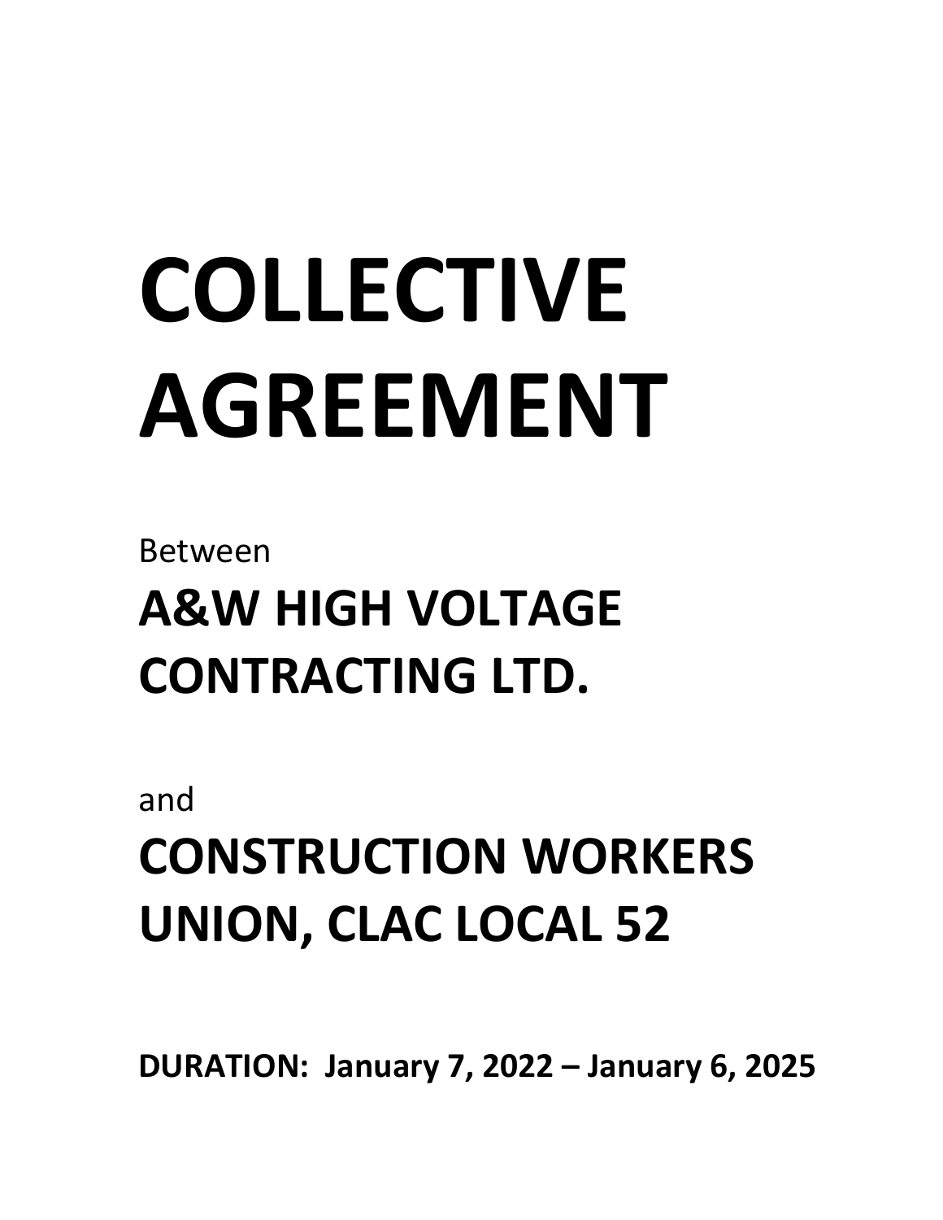# COLLECTIVE AGREEMENT

Between

## A&W HIGH VOLTAGE CONTRACTING LTD.

and

## CONSTRUCTION WORKERS UNION, CLAC LOCAL 52

**DURATION: January 7, 2022 – January 6, 2025**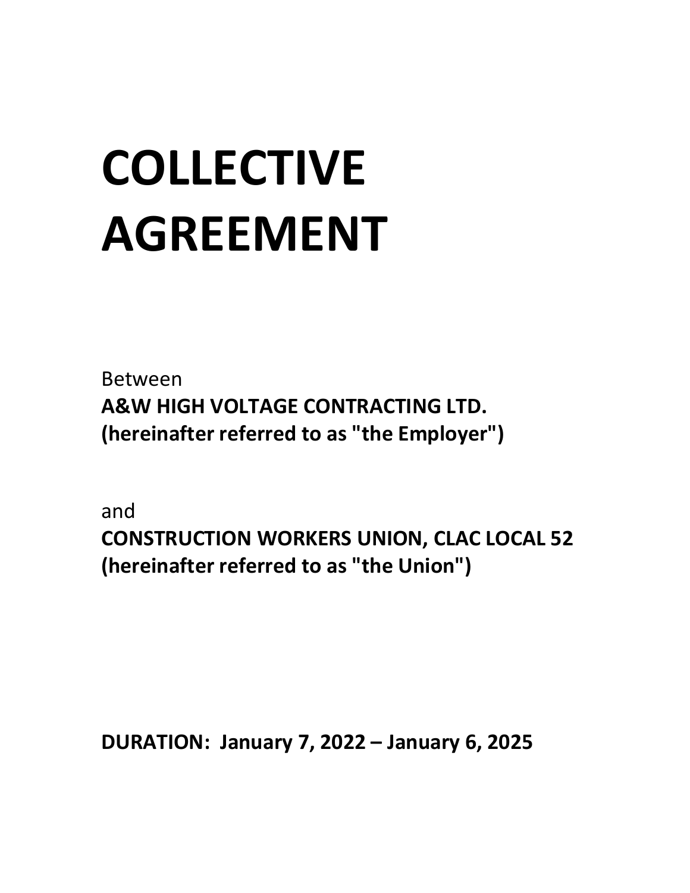# COLLECTIVE AGREEMENT

Between
**A&W HIGH VOLTAGE CONTRACTING LTD.**
**(hereinafter referred to as "the Employer")**

and
**CONSTRUCTION WORKERS UNION, CLAC LOCAL 52**
**(hereinafter referred to as "the Union")**

**DURATION: January 7, 2022 – January 6, 2025**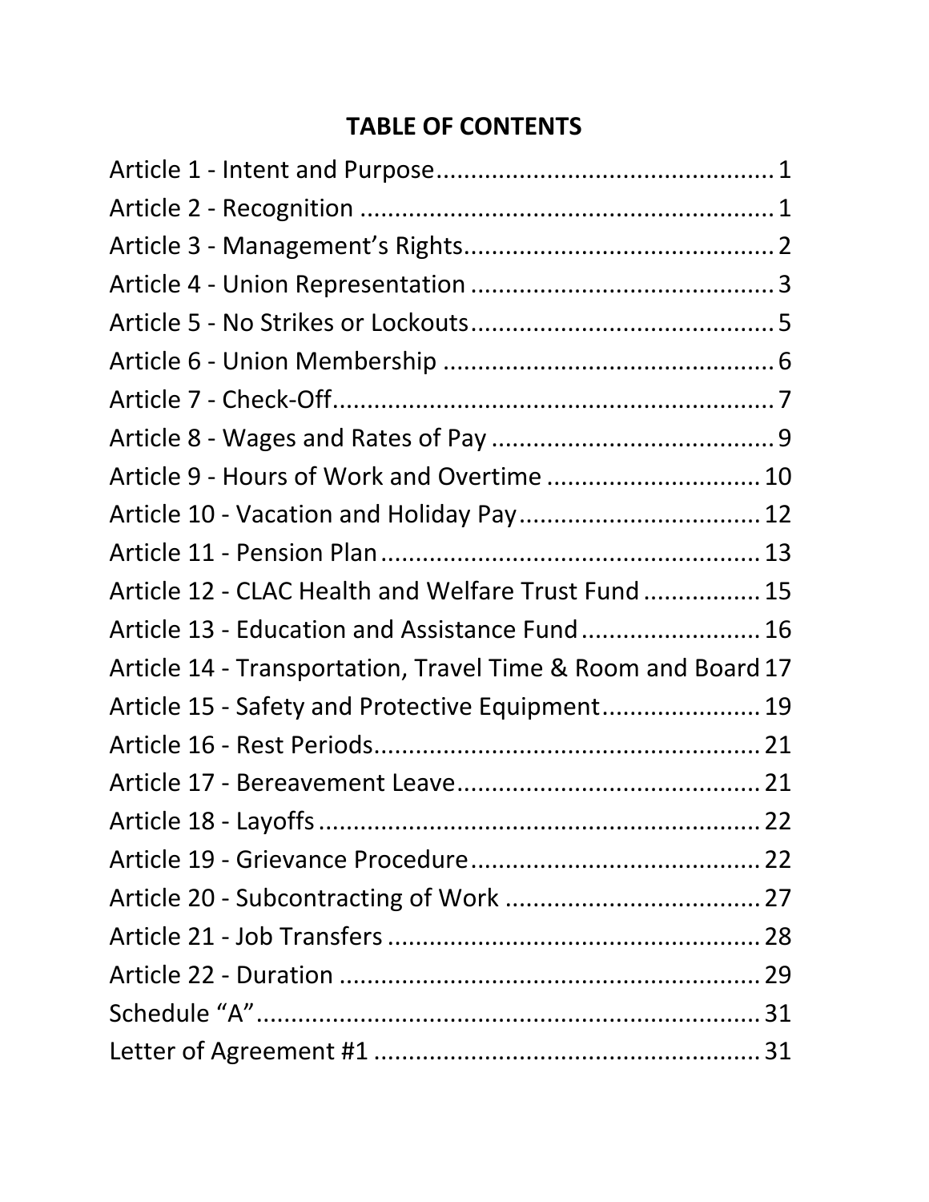# TABLE OF CONTENTS

Article 1 - Intent and Purpose................................................1
Article 2 - Recognition ...........................................................1
Article 3 - Management's Rights............................................2
Article 4 - Union Representation ...........................................3
Article 5 - No Strikes or Lockouts............................................5
Article 6 - Union Membership ...............................................6
Article 7 - Check-Off...............................................................7
Article 8 - Wages and Rates of Pay ........................................9
Article 9 - Hours of Work and Overtime ...............................10
Article 10 - Vacation and Holiday Pay...................................12
Article 11 - Pension Plan ......................................................13
Article 12 - CLAC Health and Welfare Trust Fund ................15
Article 13 - Education and Assistance Fund .........................16
Article 14 - Transportation, Travel Time & Room and Board 17
Article 15 - Safety and Protective Equipment......................19
Article 16 - Rest Periods.......................................................21
Article 17 - Bereavement Leave............................................21
Article 18 - Layoffs ................................................................22
Article 19 - Grievance Procedure..........................................22
Article 20 - Subcontracting of Work .....................................27
Article 21 - Job Transfers ......................................................28
Article 22 - Duration .............................................................29
Schedule "A"..........................................................................31
Letter of Agreement #1 ........................................................31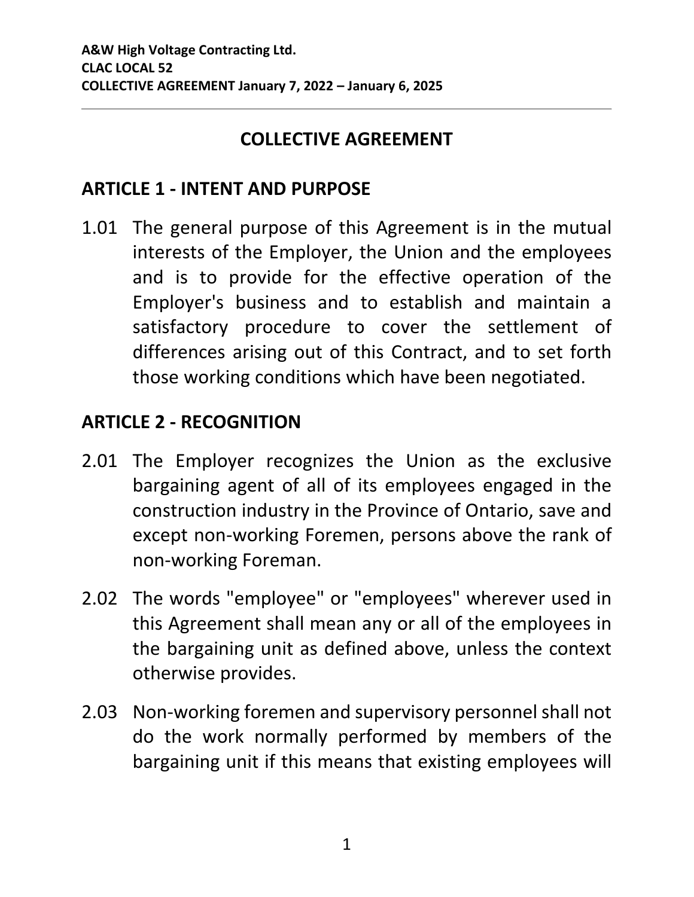# COLLECTIVE AGREEMENT

## ARTICLE 1 - INTENT AND PURPOSE

1.01 The general purpose of this Agreement is in the mutual interests of the Employer, the Union and the employees and is to provide for the effective operation of the Employer's business and to establish and maintain a satisfactory procedure to cover the settlement of differences arising out of this Contract, and to set forth those working conditions which have been negotiated.

## ARTICLE 2 - RECOGNITION

2.01 The Employer recognizes the Union as the exclusive bargaining agent of all of its employees engaged in the construction industry in the Province of Ontario, save and except non-working Foremen, persons above the rank of non-working Foreman.

2.02 The words "employee" or "employees" wherever used in this Agreement shall mean any or all of the employees in the bargaining unit as defined above, unless the context otherwise provides.

2.03 Non-working foremen and supervisory personnel shall not do the work normally performed by members of the bargaining unit if this means that existing employees will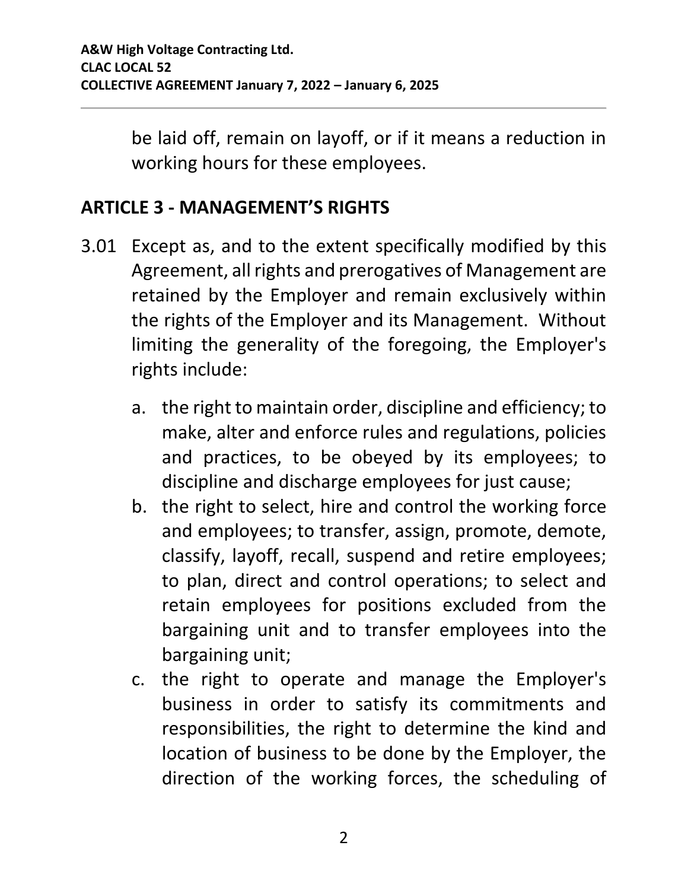be laid off, remain on layoff, or if it means a reduction in working hours for these employees.

## ARTICLE 3 - MANAGEMENT'S RIGHTS

3.01 Except as, and to the extent specifically modified by this Agreement, all rights and prerogatives of Management are retained by the Employer and remain exclusively within the rights of the Employer and its Management. Without limiting the generality of the foregoing, the Employer's rights include:

a. the right to maintain order, discipline and efficiency; to make, alter and enforce rules and regulations, policies and practices, to be obeyed by its employees; to discipline and discharge employees for just cause;
b. the right to select, hire and control the working force and employees; to transfer, assign, promote, demote, classify, layoff, recall, suspend and retire employees; to plan, direct and control operations; to select and retain employees for positions excluded from the bargaining unit and to transfer employees into the bargaining unit;
c. the right to operate and manage the Employer's business in order to satisfy its commitments and responsibilities, the right to determine the kind and location of business to be done by the Employer, the direction of the working forces, the scheduling of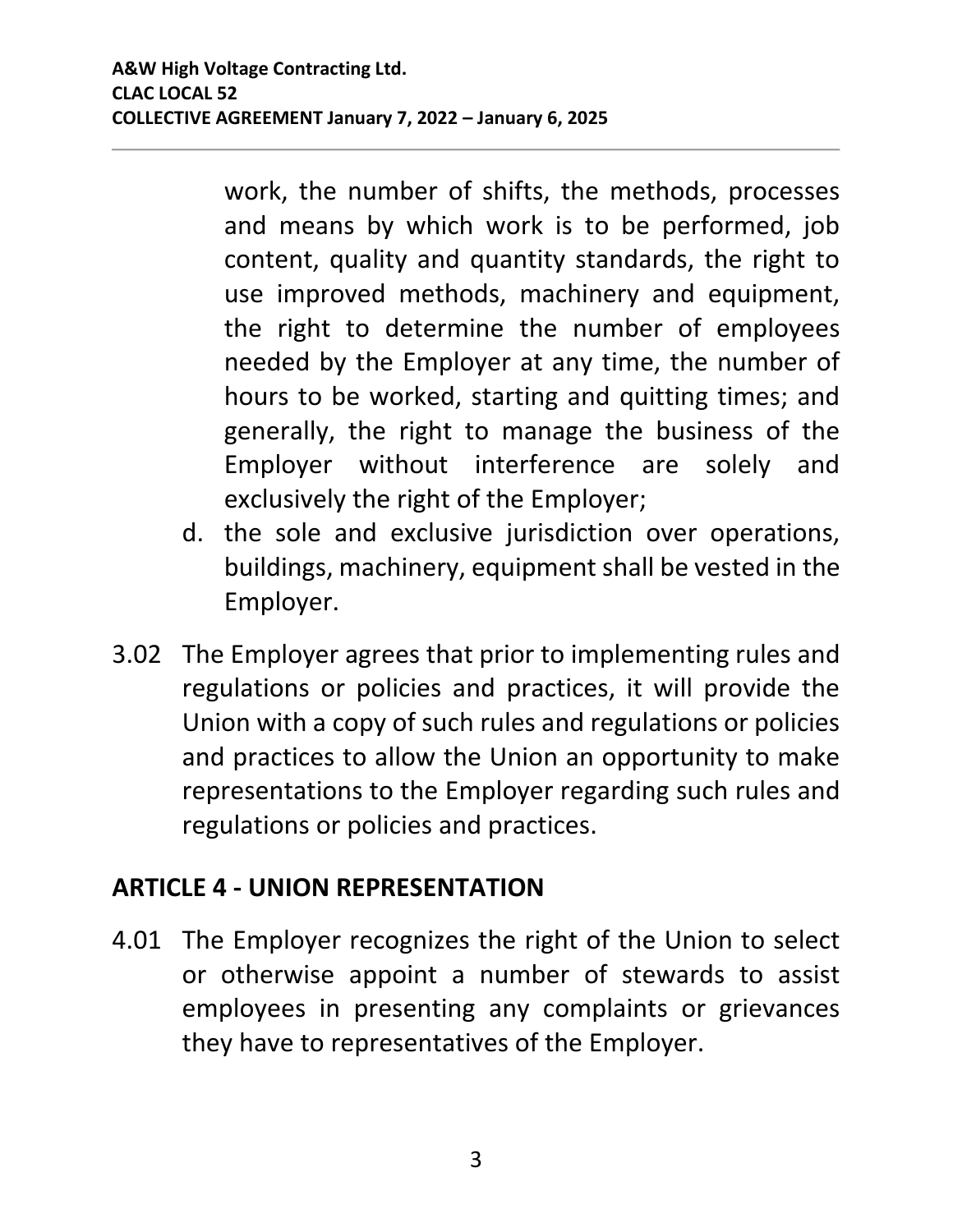work, the number of shifts, the methods, processes and means by which work is to be performed, job content, quality and quantity standards, the right to use improved methods, machinery and equipment, the right to determine the number of employees needed by the Employer at any time, the number of hours to be worked, starting and quitting times; and generally, the right to manage the business of the Employer without interference are solely and exclusively the right of the Employer;

d. the sole and exclusive jurisdiction over operations, buildings, machinery, equipment shall be vested in the Employer.

3.02 The Employer agrees that prior to implementing rules and regulations or policies and practices, it will provide the Union with a copy of such rules and regulations or policies and practices to allow the Union an opportunity to make representations to the Employer regarding such rules and regulations or policies and practices.

## ARTICLE 4 - UNION REPRESENTATION

4.01 The Employer recognizes the right of the Union to select or otherwise appoint a number of stewards to assist employees in presenting any complaints or grievances they have to representatives of the Employer.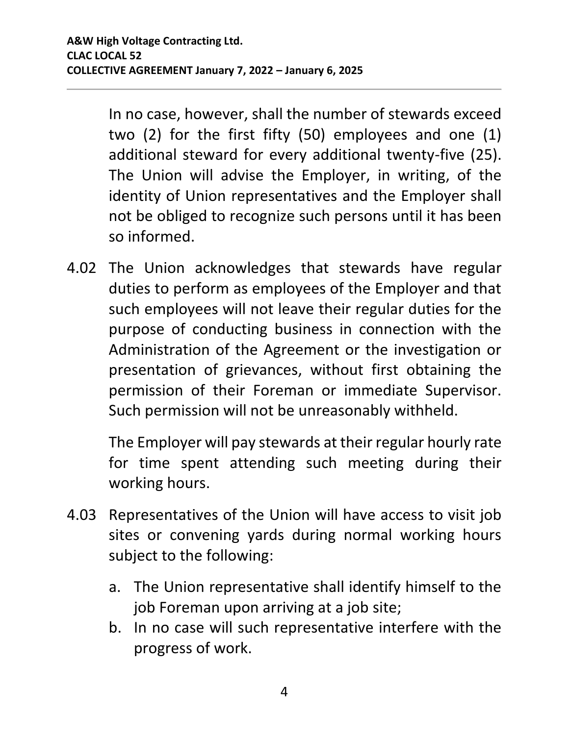In no case, however, shall the number of stewards exceed two (2) for the first fifty (50) employees and one (1) additional steward for every additional twenty-five (25). The Union will advise the Employer, in writing, of the identity of Union representatives and the Employer shall not be obliged to recognize such persons until it has been so informed.

4.02 The Union acknowledges that stewards have regular duties to perform as employees of the Employer and that such employees will not leave their regular duties for the purpose of conducting business in connection with the Administration of the Agreement or the investigation or presentation of grievances, without first obtaining the permission of their Foreman or immediate Supervisor. Such permission will not be unreasonably withheld.

The Employer will pay stewards at their regular hourly rate for time spent attending such meeting during their working hours.

4.03 Representatives of the Union will have access to visit job sites or convening yards during normal working hours subject to the following:

a. The Union representative shall identify himself to the job Foreman upon arriving at a job site;
b. In no case will such representative interfere with the progress of work.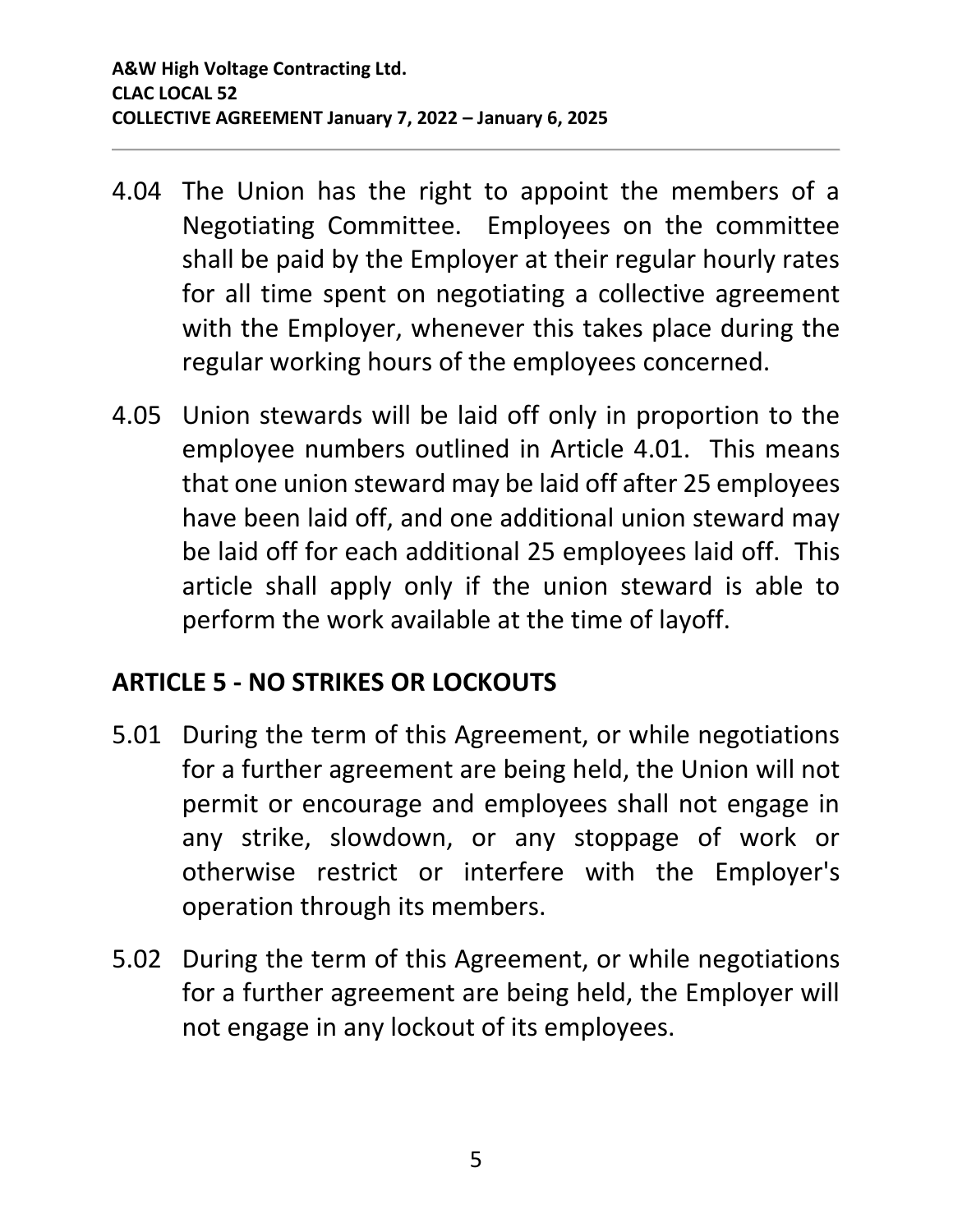4.04 The Union has the right to appoint the members of a Negotiating Committee. Employees on the committee shall be paid by the Employer at their regular hourly rates for all time spent on negotiating a collective agreement with the Employer, whenever this takes place during the regular working hours of the employees concerned.

4.05 Union stewards will be laid off only in proportion to the employee numbers outlined in Article 4.01. This means that one union steward may be laid off after 25 employees have been laid off, and one additional union steward may be laid off for each additional 25 employees laid off. This article shall apply only if the union steward is able to perform the work available at the time of layoff.

## ARTICLE 5 - NO STRIKES OR LOCKOUTS

5.01 During the term of this Agreement, or while negotiations for a further agreement are being held, the Union will not permit or encourage and employees shall not engage in any strike, slowdown, or any stoppage of work or otherwise restrict or interfere with the Employer's operation through its members.

5.02 During the term of this Agreement, or while negotiations for a further agreement are being held, the Employer will not engage in any lockout of its employees.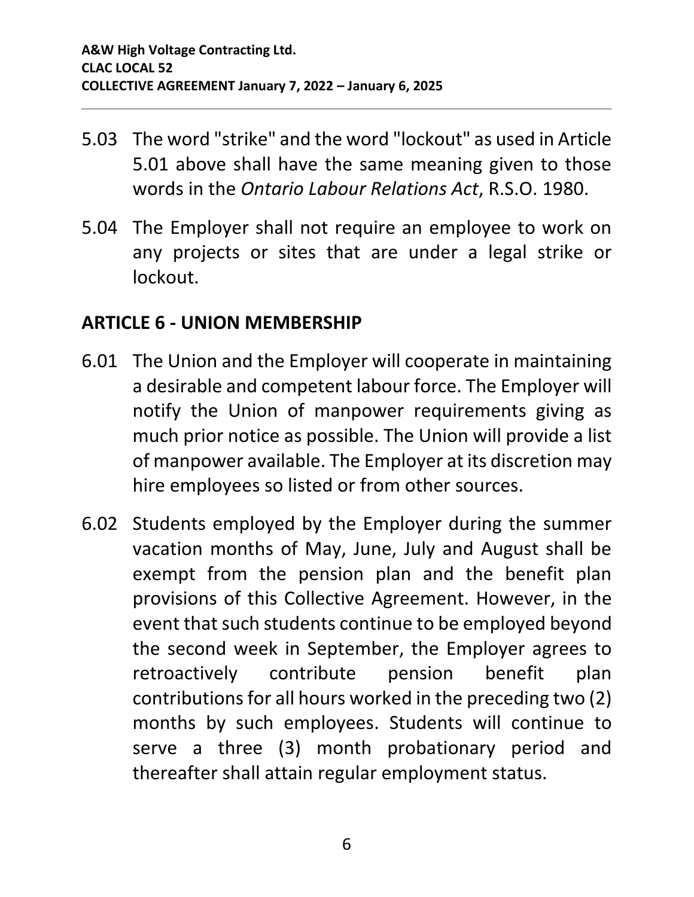5.03 The word "strike" and the word "lockout" as used in Article 5.01 above shall have the same meaning given to those words in the *Ontario Labour Relations Act*, R.S.O. 1980.

5.04 The Employer shall not require an employee to work on any projects or sites that are under a legal strike or lockout.

## ARTICLE 6 - UNION MEMBERSHIP

6.01 The Union and the Employer will cooperate in maintaining a desirable and competent labour force. The Employer will notify the Union of manpower requirements giving as much prior notice as possible. The Union will provide a list of manpower available. The Employer at its discretion may hire employees so listed or from other sources.

6.02 Students employed by the Employer during the summer vacation months of May, June, July and August shall be exempt from the pension plan and the benefit plan provisions of this Collective Agreement. However, in the event that such students continue to be employed beyond the second week in September, the Employer agrees to retroactively contribute pension benefit plan contributions for all hours worked in the preceding two (2) months by such employees. Students will continue to serve a three (3) month probationary period and thereafter shall attain regular employment status.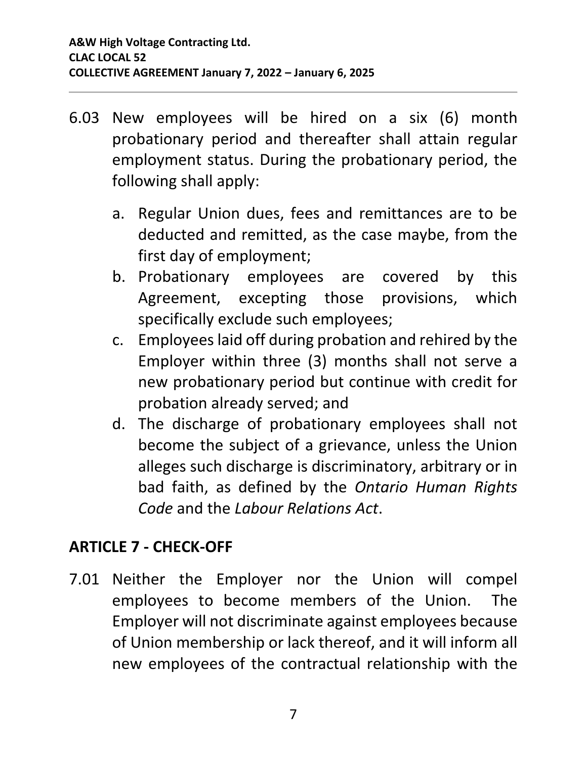6.03 New employees will be hired on a six (6) month probationary period and thereafter shall attain regular employment status. During the probationary period, the following shall apply:

   a. Regular Union dues, fees and remittances are to be deducted and remitted, as the case maybe, from the first day of employment;
   b. Probationary employees are covered by this Agreement, excepting those provisions, which specifically exclude such employees;
   c. Employees laid off during probation and rehired by the Employer within three (3) months shall not serve a new probationary period but continue with credit for probation already served; and
   d. The discharge of probationary employees shall not become the subject of a grievance, unless the Union alleges such discharge is discriminatory, arbitrary or in bad faith, as defined by the *Ontario Human Rights Code* and the *Labour Relations Act*.

## ARTICLE 7 - CHECK-OFF

7.01 Neither the Employer nor the Union will compel employees to become members of the Union. The Employer will not discriminate against employees because of Union membership or lack thereof, and it will inform all new employees of the contractual relationship with the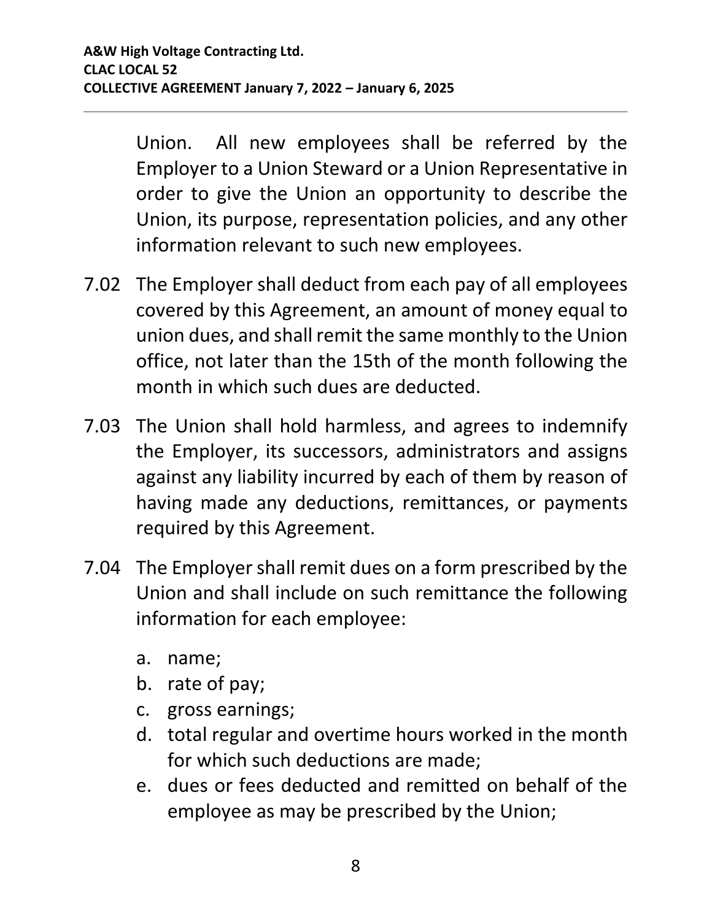Union. All new employees shall be referred by the Employer to a Union Steward or a Union Representative in order to give the Union an opportunity to describe the Union, its purpose, representation policies, and any other information relevant to such new employees.

7.02 The Employer shall deduct from each pay of all employees covered by this Agreement, an amount of money equal to union dues, and shall remit the same monthly to the Union office, not later than the 15th of the month following the month in which such dues are deducted.

7.03 The Union shall hold harmless, and agrees to indemnify the Employer, its successors, administrators and assigns against any liability incurred by each of them by reason of having made any deductions, remittances, or payments required by this Agreement.

7.04 The Employer shall remit dues on a form prescribed by the Union and shall include on such remittance the following information for each employee:

a. name;
b. rate of pay;
c. gross earnings;
d. total regular and overtime hours worked in the month for which such deductions are made;
e. dues or fees deducted and remitted on behalf of the employee as may be prescribed by the Union;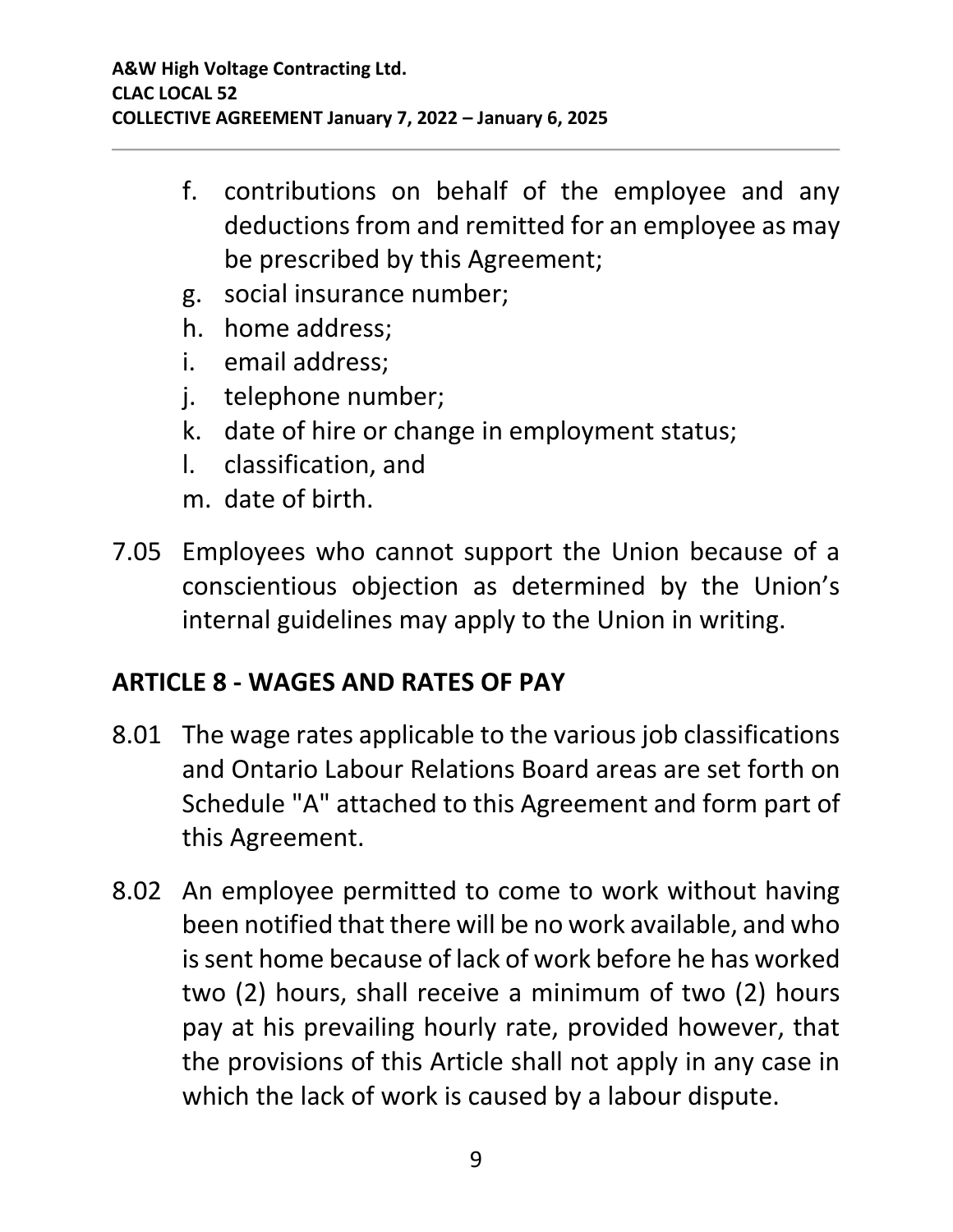f. contributions on behalf of the employee and any deductions from and remitted for an employee as may be prescribed by this Agreement;
g. social insurance number;
h. home address;
i. email address;
j. telephone number;
k. date of hire or change in employment status;
l. classification, and
m. date of birth.

7.05 Employees who cannot support the Union because of a conscientious objection as determined by the Union's internal guidelines may apply to the Union in writing.

## ARTICLE 8 - WAGES AND RATES OF PAY

8.01 The wage rates applicable to the various job classifications and Ontario Labour Relations Board areas are set forth on Schedule "A" attached to this Agreement and form part of this Agreement.

8.02 An employee permitted to come to work without having been notified that there will be no work available, and who is sent home because of lack of work before he has worked two (2) hours, shall receive a minimum of two (2) hours pay at his prevailing hourly rate, provided however, that the provisions of this Article shall not apply in any case in which the lack of work is caused by a labour dispute.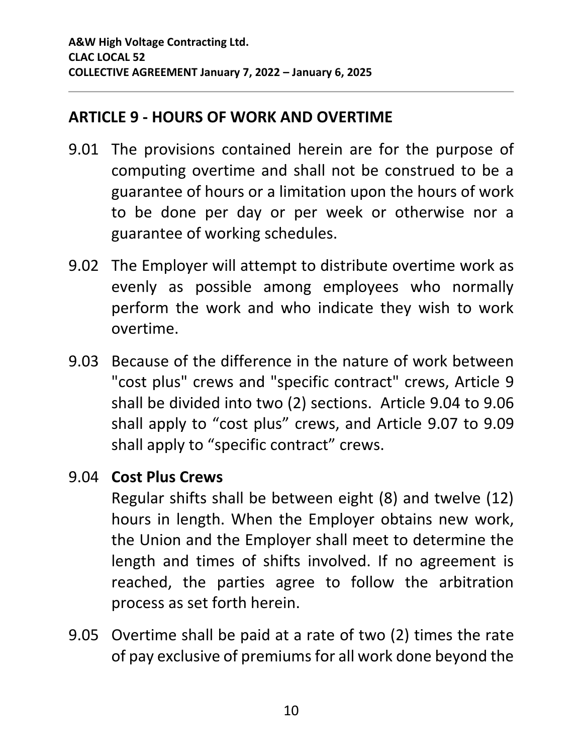## ARTICLE 9 - HOURS OF WORK AND OVERTIME

9.01 The provisions contained herein are for the purpose of computing overtime and shall not be construed to be a guarantee of hours or a limitation upon the hours of work to be done per day or per week or otherwise nor a guarantee of working schedules.

9.02 The Employer will attempt to distribute overtime work as evenly as possible among employees who normally perform the work and who indicate they wish to work overtime.

9.03 Because of the difference in the nature of work between "cost plus" crews and "specific contract" crews, Article 9 shall be divided into two (2) sections. Article 9.04 to 9.06 shall apply to "cost plus" crews, and Article 9.07 to 9.09 shall apply to "specific contract" crews.

9.04 **Cost Plus Crews**
Regular shifts shall be between eight (8) and twelve (12) hours in length. When the Employer obtains new work, the Union and the Employer shall meet to determine the length and times of shifts involved. If no agreement is reached, the parties agree to follow the arbitration process as set forth herein.

9.05 Overtime shall be paid at a rate of two (2) times the rate of pay exclusive of premiums for all work done beyond the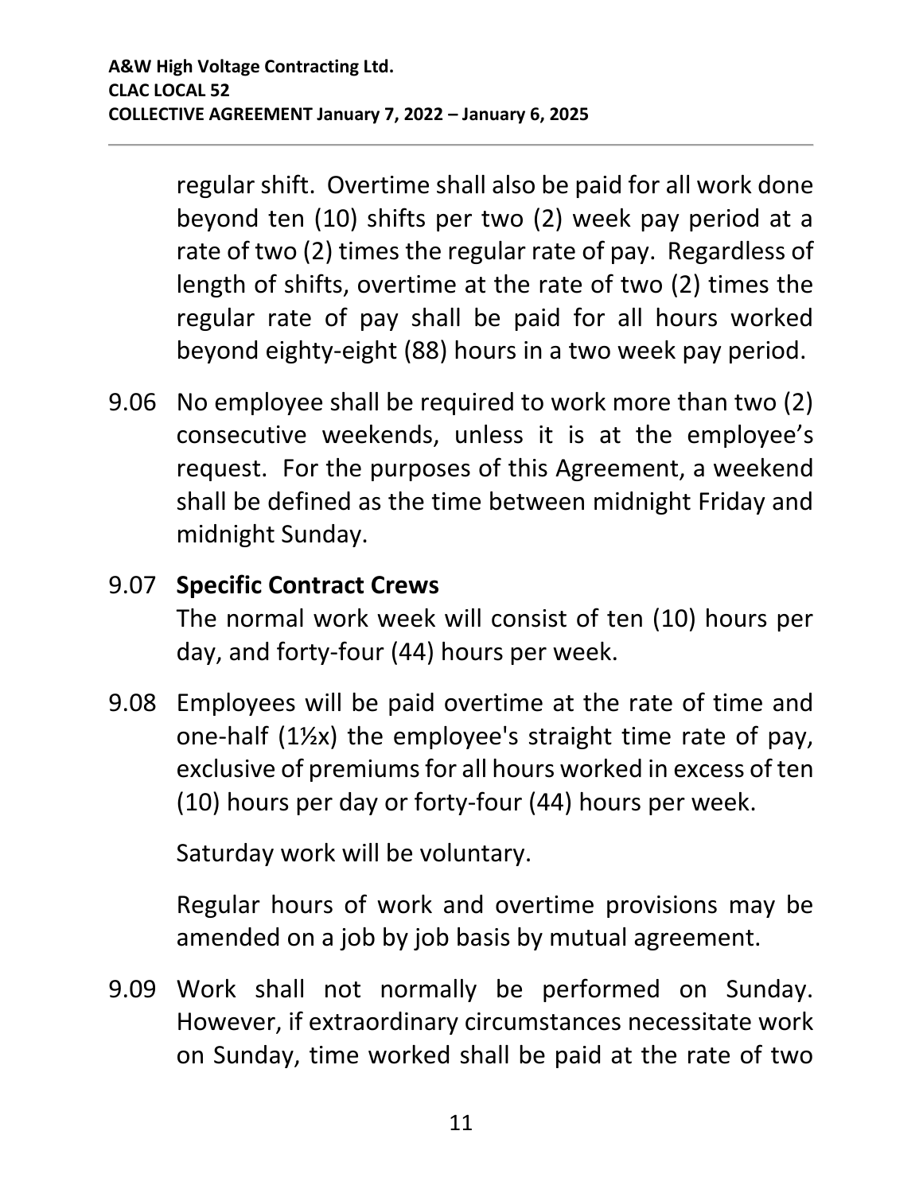regular shift. Overtime shall also be paid for all work done beyond ten (10) shifts per two (2) week pay period at a rate of two (2) times the regular rate of pay. Regardless of length of shifts, overtime at the rate of two (2) times the regular rate of pay shall be paid for all hours worked beyond eighty-eight (88) hours in a two week pay period.

9.06 No employee shall be required to work more than two (2) consecutive weekends, unless it is at the employee's request. For the purposes of this Agreement, a weekend shall be defined as the time between midnight Friday and midnight Sunday.

9.07 **Specific Contract Crews**

The normal work week will consist of ten (10) hours per day, and forty-four (44) hours per week.

9.08 Employees will be paid overtime at the rate of time and one-half (1½x) the employee's straight time rate of pay, exclusive of premiums for all hours worked in excess of ten (10) hours per day or forty-four (44) hours per week.

Saturday work will be voluntary.

Regular hours of work and overtime provisions may be amended on a job by job basis by mutual agreement.

9.09 Work shall not normally be performed on Sunday. However, if extraordinary circumstances necessitate work on Sunday, time worked shall be paid at the rate of two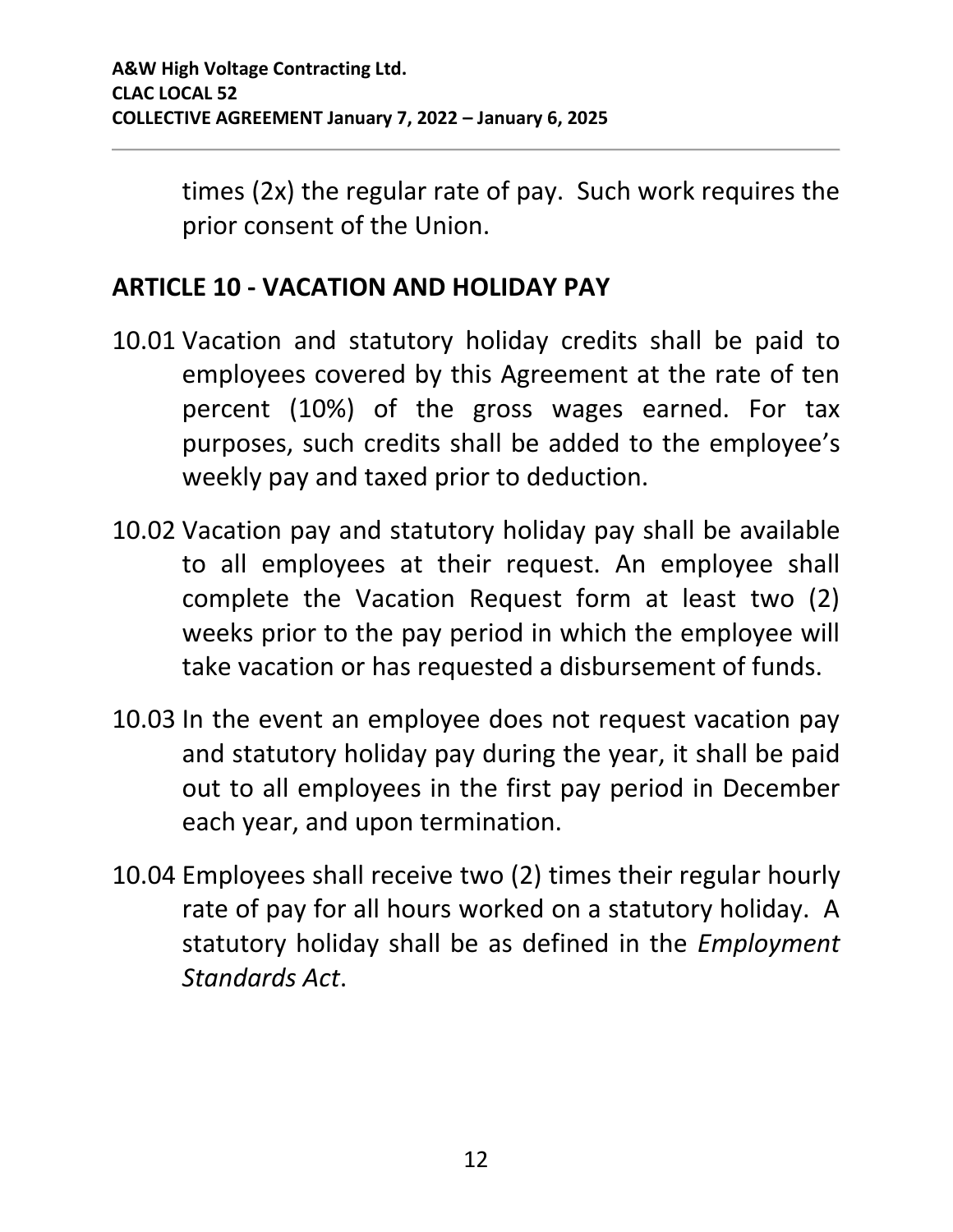times (2x) the regular rate of pay. Such work requires the prior consent of the Union.

## ARTICLE 10 - VACATION AND HOLIDAY PAY

10.01 Vacation and statutory holiday credits shall be paid to employees covered by this Agreement at the rate of ten percent (10%) of the gross wages earned. For tax purposes, such credits shall be added to the employee's weekly pay and taxed prior to deduction.

10.02 Vacation pay and statutory holiday pay shall be available to all employees at their request. An employee shall complete the Vacation Request form at least two (2) weeks prior to the pay period in which the employee will take vacation or has requested a disbursement of funds.

10.03 In the event an employee does not request vacation pay and statutory holiday pay during the year, it shall be paid out to all employees in the first pay period in December each year, and upon termination.

10.04 Employees shall receive two (2) times their regular hourly rate of pay for all hours worked on a statutory holiday. A statutory holiday shall be as defined in the *Employment Standards Act*.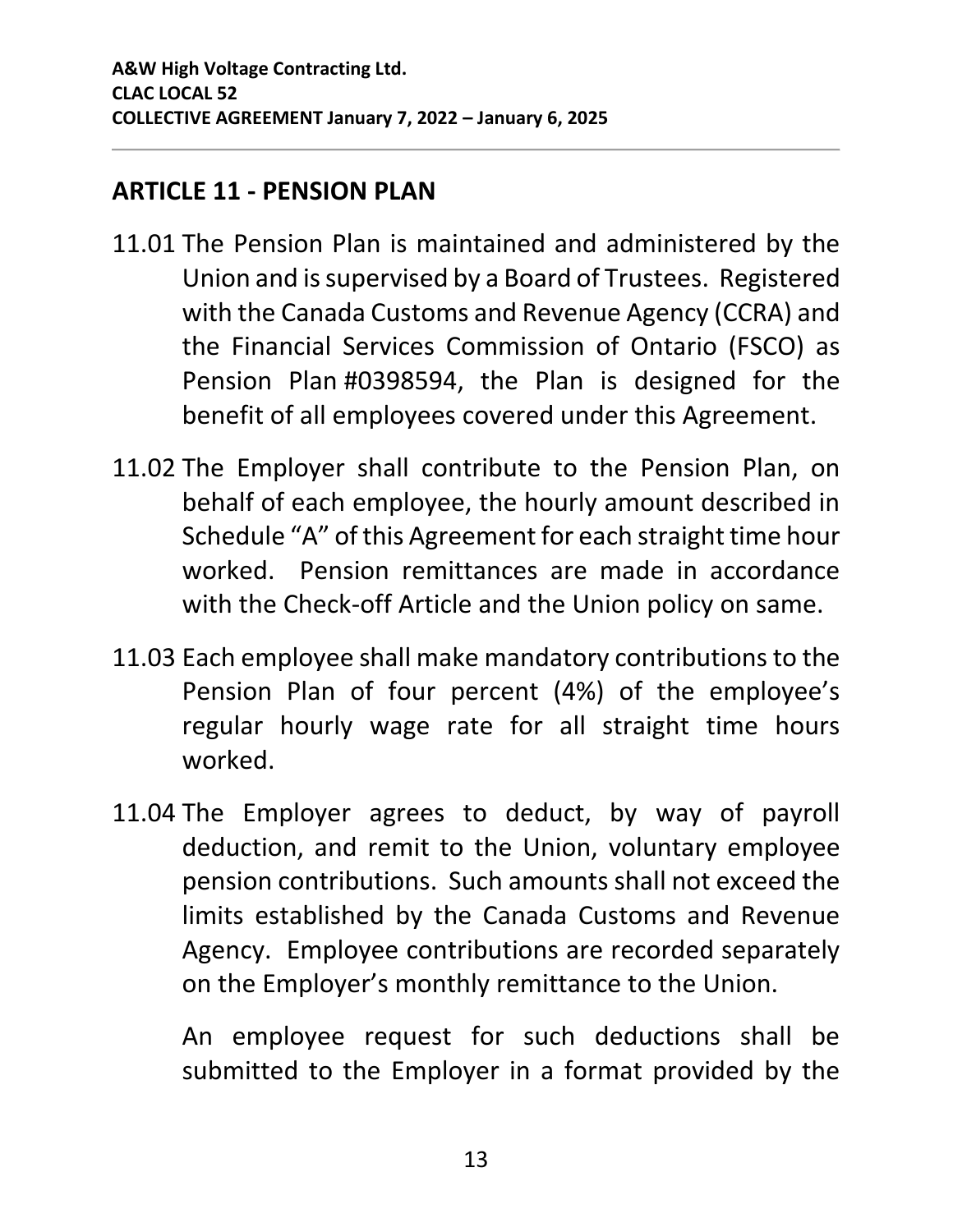## ARTICLE 11 - PENSION PLAN

11.01 The Pension Plan is maintained and administered by the Union and is supervised by a Board of Trustees. Registered with the Canada Customs and Revenue Agency (CCRA) and the Financial Services Commission of Ontario (FSCO) as Pension Plan #0398594, the Plan is designed for the benefit of all employees covered under this Agreement.

11.02 The Employer shall contribute to the Pension Plan, on behalf of each employee, the hourly amount described in Schedule "A" of this Agreement for each straight time hour worked. Pension remittances are made in accordance with the Check-off Article and the Union policy on same.

11.03 Each employee shall make mandatory contributions to the Pension Plan of four percent (4%) of the employee's regular hourly wage rate for all straight time hours worked.

11.04 The Employer agrees to deduct, by way of payroll deduction, and remit to the Union, voluntary employee pension contributions. Such amounts shall not exceed the limits established by the Canada Customs and Revenue Agency. Employee contributions are recorded separately on the Employer's monthly remittance to the Union.

An employee request for such deductions shall be submitted to the Employer in a format provided by the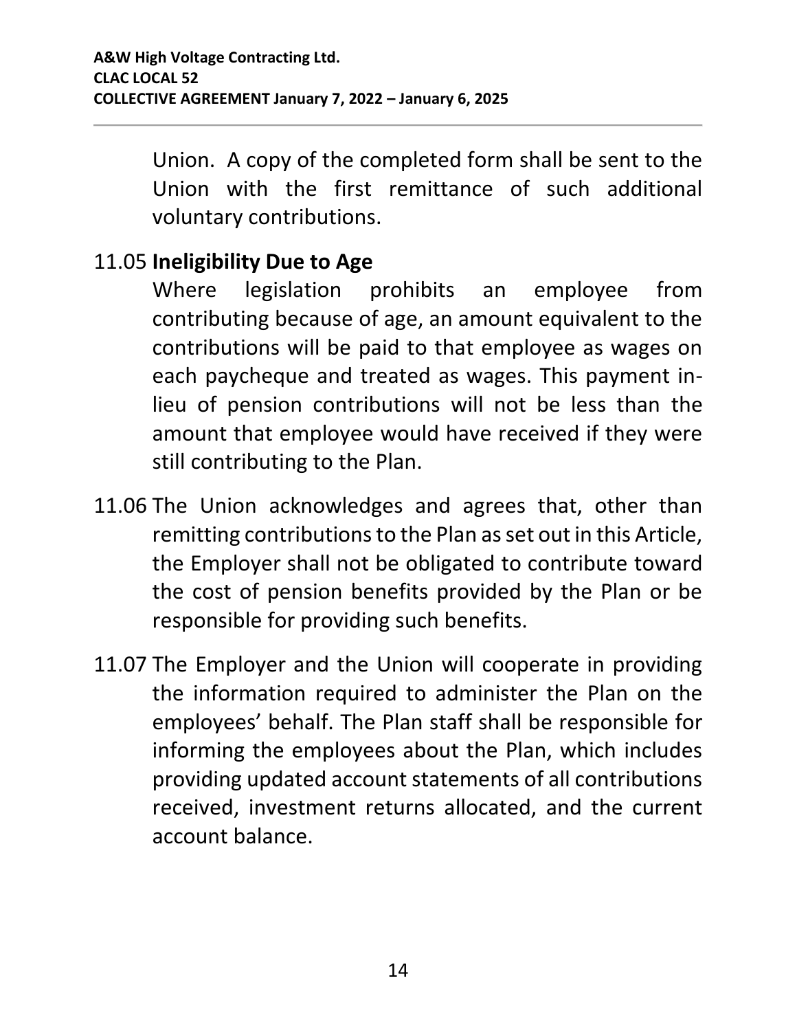Union. A copy of the completed form shall be sent to the Union with the first remittance of such additional voluntary contributions.

11.05 **Ineligibility Due to Age**

Where legislation prohibits an employee from contributing because of age, an amount equivalent to the contributions will be paid to that employee as wages on each paycheque and treated as wages. This payment in-lieu of pension contributions will not be less than the amount that employee would have received if they were still contributing to the Plan.

11.06 The Union acknowledges and agrees that, other than remitting contributions to the Plan as set out in this Article, the Employer shall not be obligated to contribute toward the cost of pension benefits provided by the Plan or be responsible for providing such benefits.

11.07 The Employer and the Union will cooperate in providing the information required to administer the Plan on the employees' behalf. The Plan staff shall be responsible for informing the employees about the Plan, which includes providing updated account statements of all contributions received, investment returns allocated, and the current account balance.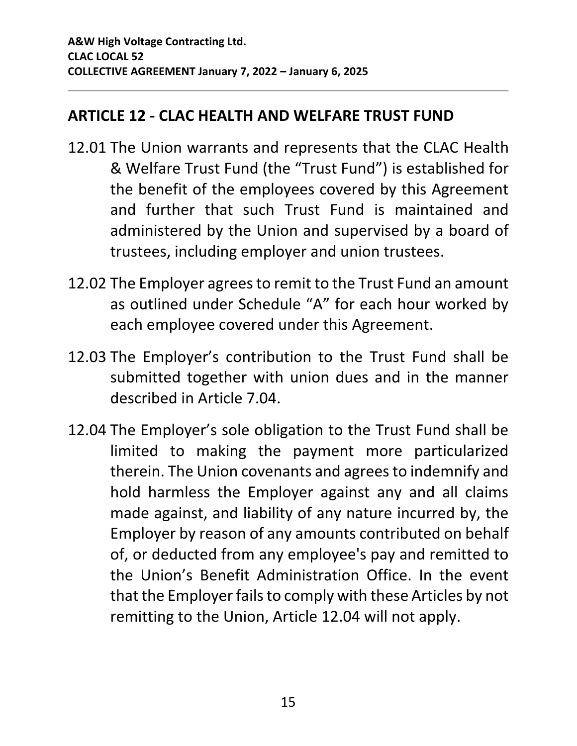## ARTICLE 12 - CLAC HEALTH AND WELFARE TRUST FUND

12.01 The Union warrants and represents that the CLAC Health & Welfare Trust Fund (the "Trust Fund") is established for the benefit of the employees covered by this Agreement and further that such Trust Fund is maintained and administered by the Union and supervised by a board of trustees, including employer and union trustees.

12.02 The Employer agrees to remit to the Trust Fund an amount as outlined under Schedule "A" for each hour worked by each employee covered under this Agreement.

12.03 The Employer's contribution to the Trust Fund shall be submitted together with union dues and in the manner described in Article 7.04.

12.04 The Employer's sole obligation to the Trust Fund shall be limited to making the payment more particularized therein. The Union covenants and agrees to indemnify and hold harmless the Employer against any and all claims made against, and liability of any nature incurred by, the Employer by reason of any amounts contributed on behalf of, or deducted from any employee's pay and remitted to the Union's Benefit Administration Office. In the event that the Employer fails to comply with these Articles by not remitting to the Union, Article 12.04 will not apply.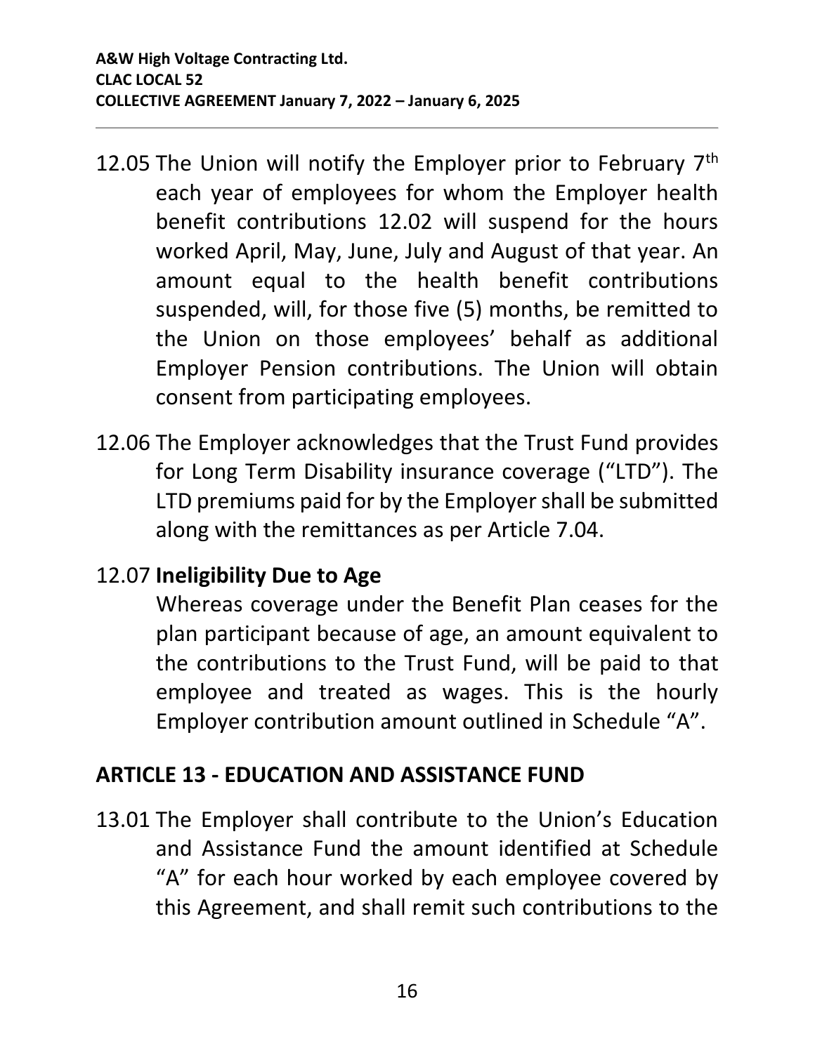12.05 The Union will notify the Employer prior to February 7th each year of employees for whom the Employer health benefit contributions 12.02 will suspend for the hours worked April, May, June, July and August of that year. An amount equal to the health benefit contributions suspended, will, for those five (5) months, be remitted to the Union on those employees' behalf as additional Employer Pension contributions. The Union will obtain consent from participating employees.

12.06 The Employer acknowledges that the Trust Fund provides for Long Term Disability insurance coverage ("LTD"). The LTD premiums paid for by the Employer shall be submitted along with the remittances as per Article 7.04.

12.07 **Ineligibility Due to Age**

Whereas coverage under the Benefit Plan ceases for the plan participant because of age, an amount equivalent to the contributions to the Trust Fund, will be paid to that employee and treated as wages. This is the hourly Employer contribution amount outlined in Schedule "A".

## ARTICLE 13 - EDUCATION AND ASSISTANCE FUND

13.01 The Employer shall contribute to the Union's Education and Assistance Fund the amount identified at Schedule "A" for each hour worked by each employee covered by this Agreement, and shall remit such contributions to the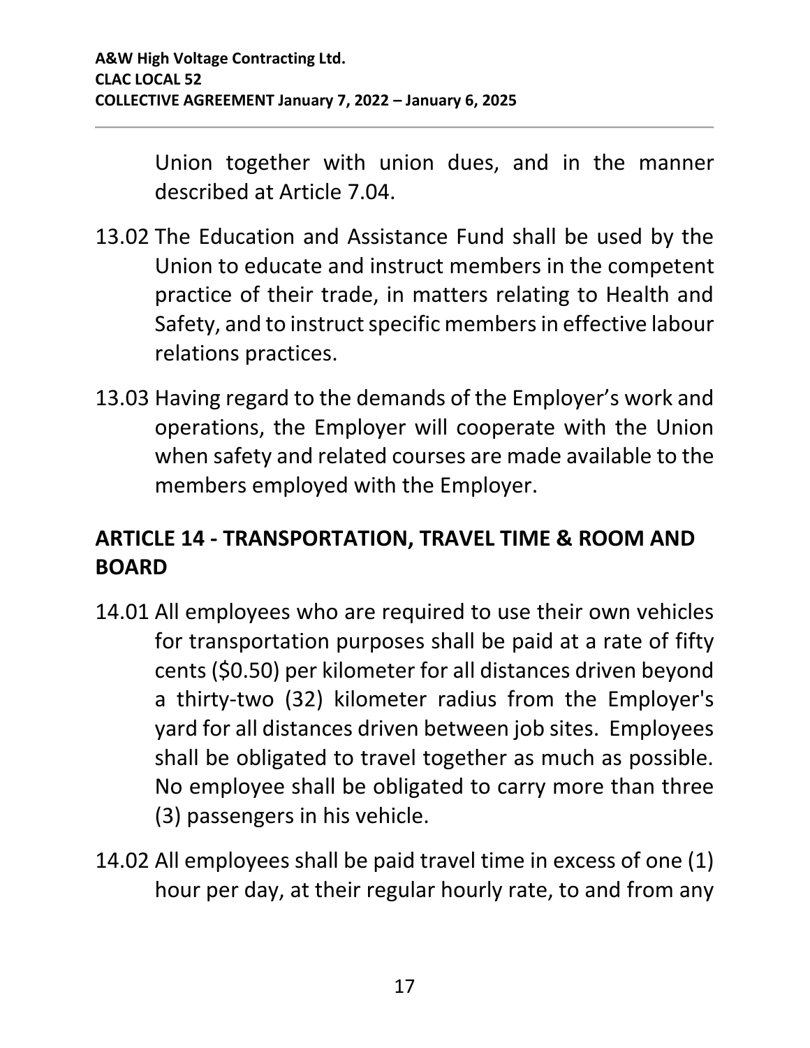Union together with union dues, and in the manner described at Article 7.04.

13.02 The Education and Assistance Fund shall be used by the Union to educate and instruct members in the competent practice of their trade, in matters relating to Health and Safety, and to instruct specific members in effective labour relations practices.

13.03 Having regard to the demands of the Employer's work and operations, the Employer will cooperate with the Union when safety and related courses are made available to the members employed with the Employer.

## ARTICLE 14 - TRANSPORTATION, TRAVEL TIME & ROOM AND BOARD

14.01 All employees who are required to use their own vehicles for transportation purposes shall be paid at a rate of fifty cents ($0.50) per kilometer for all distances driven beyond a thirty-two (32) kilometer radius from the Employer's yard for all distances driven between job sites. Employees shall be obligated to travel together as much as possible. No employee shall be obligated to carry more than three (3) passengers in his vehicle.

14.02 All employees shall be paid travel time in excess of one (1) hour per day, at their regular hourly rate, to and from any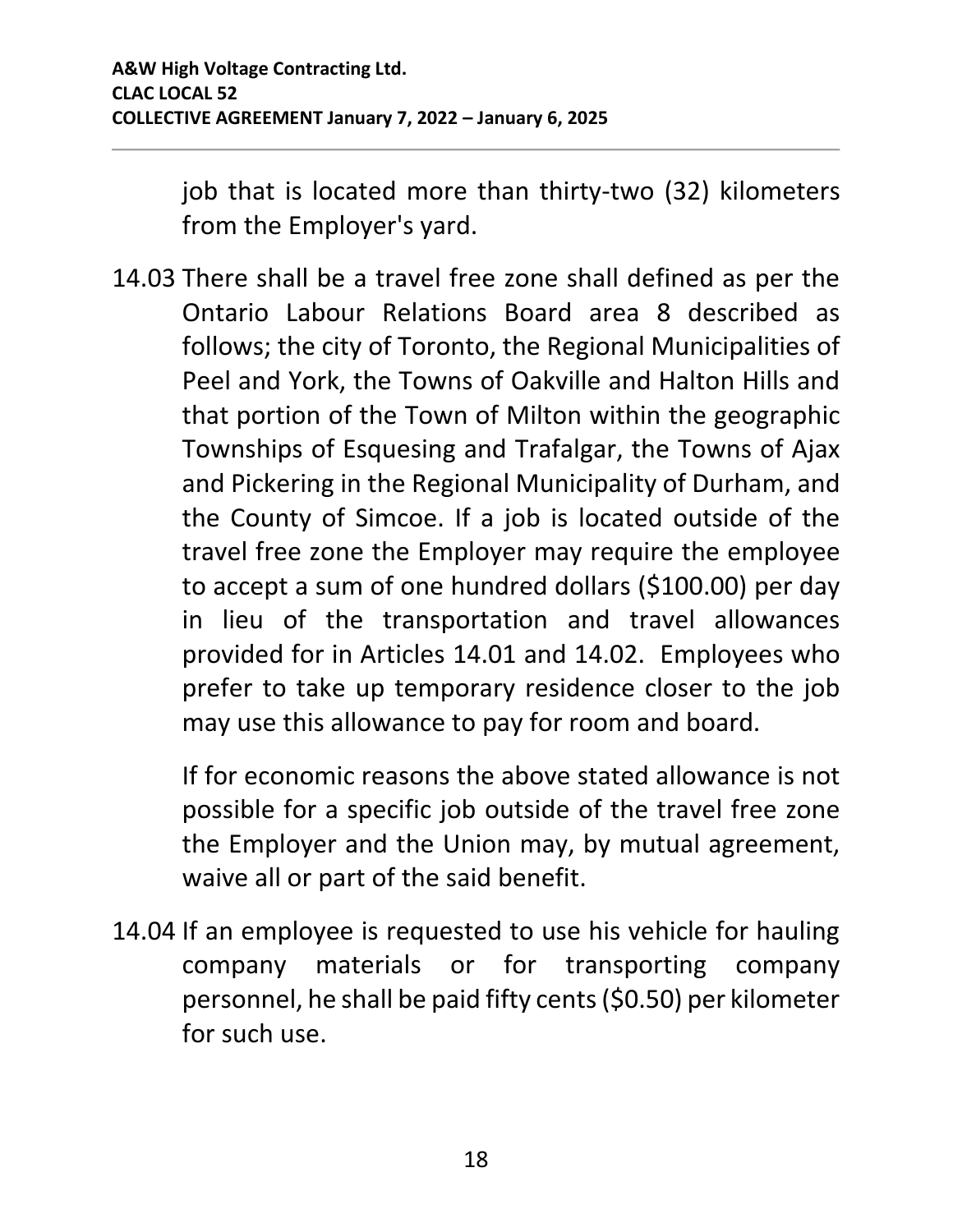job that is located more than thirty-two (32) kilometers from the Employer's yard.

14.03 There shall be a travel free zone shall defined as per the Ontario Labour Relations Board area 8 described as follows; the city of Toronto, the Regional Municipalities of Peel and York, the Towns of Oakville and Halton Hills and that portion of the Town of Milton within the geographic Townships of Esquesing and Trafalgar, the Towns of Ajax and Pickering in the Regional Municipality of Durham, and the County of Simcoe. If a job is located outside of the travel free zone the Employer may require the employee to accept a sum of one hundred dollars ($100.00) per day in lieu of the transportation and travel allowances provided for in Articles 14.01 and 14.02. Employees who prefer to take up temporary residence closer to the job may use this allowance to pay for room and board.

If for economic reasons the above stated allowance is not possible for a specific job outside of the travel free zone the Employer and the Union may, by mutual agreement, waive all or part of the said benefit.

14.04 If an employee is requested to use his vehicle for hauling company materials or for transporting company personnel, he shall be paid fifty cents ($0.50) per kilometer for such use.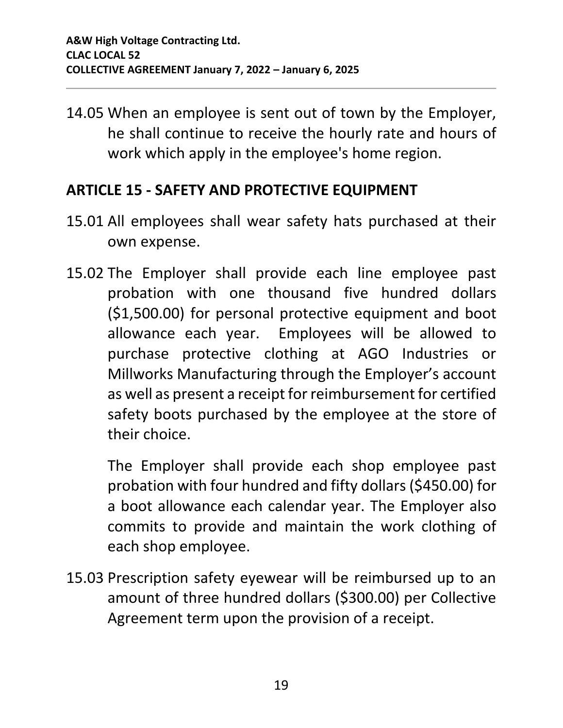14.05 When an employee is sent out of town by the Employer, he shall continue to receive the hourly rate and hours of work which apply in the employee's home region.

## ARTICLE 15 - SAFETY AND PROTECTIVE EQUIPMENT

15.01 All employees shall wear safety hats purchased at their own expense.

15.02 The Employer shall provide each line employee past probation with one thousand five hundred dollars ($1,500.00) for personal protective equipment and boot allowance each year. Employees will be allowed to purchase protective clothing at AGO Industries or Millworks Manufacturing through the Employer's account as well as present a receipt for reimbursement for certified safety boots purchased by the employee at the store of their choice.

The Employer shall provide each shop employee past probation with four hundred and fifty dollars ($450.00) for a boot allowance each calendar year. The Employer also commits to provide and maintain the work clothing of each shop employee.

15.03 Prescription safety eyewear will be reimbursed up to an amount of three hundred dollars ($300.00) per Collective Agreement term upon the provision of a receipt.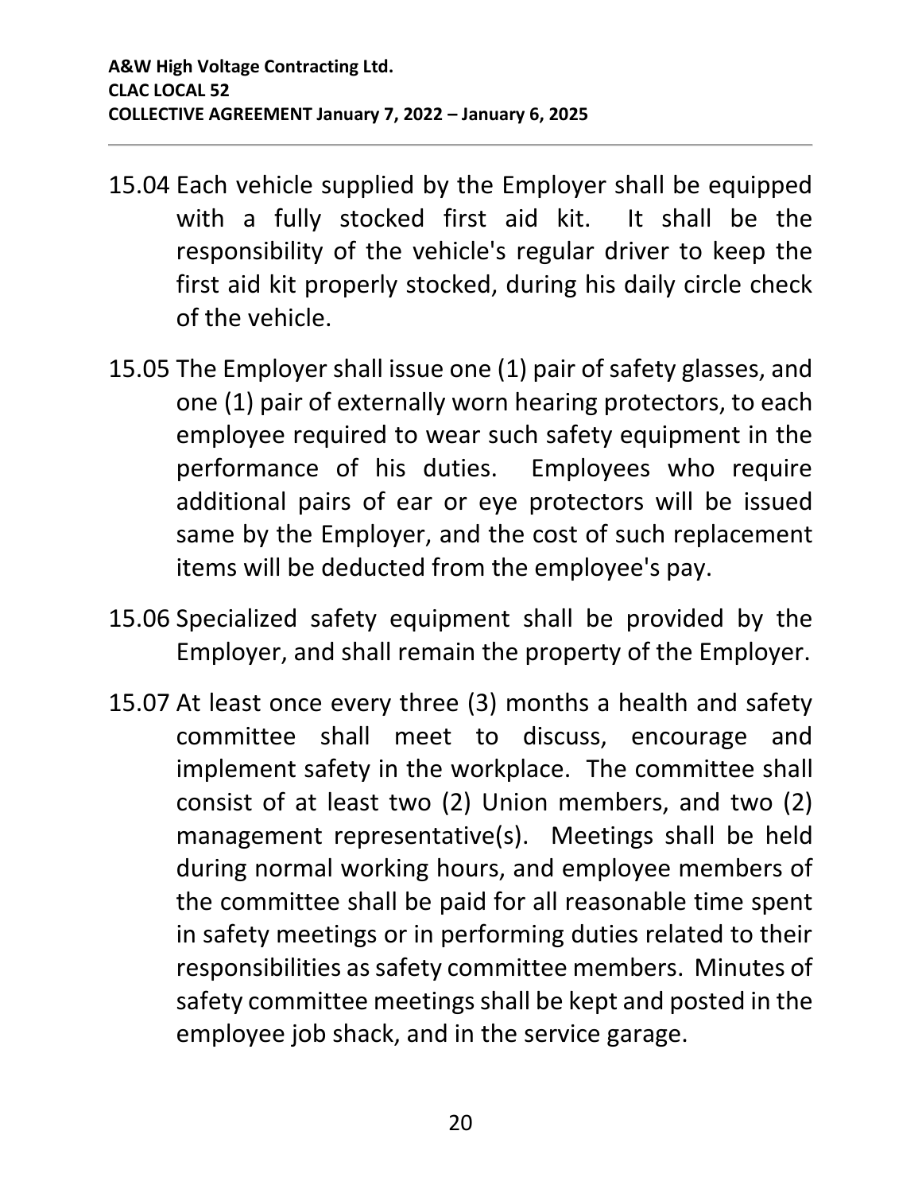15.04 Each vehicle supplied by the Employer shall be equipped with a fully stocked first aid kit. It shall be the responsibility of the vehicle's regular driver to keep the first aid kit properly stocked, during his daily circle check of the vehicle.

15.05 The Employer shall issue one (1) pair of safety glasses, and one (1) pair of externally worn hearing protectors, to each employee required to wear such safety equipment in the performance of his duties. Employees who require additional pairs of ear or eye protectors will be issued same by the Employer, and the cost of such replacement items will be deducted from the employee's pay.

15.06 Specialized safety equipment shall be provided by the Employer, and shall remain the property of the Employer.

15.07 At least once every three (3) months a health and safety committee shall meet to discuss, encourage and implement safety in the workplace. The committee shall consist of at least two (2) Union members, and two (2) management representative(s). Meetings shall be held during normal working hours, and employee members of the committee shall be paid for all reasonable time spent in safety meetings or in performing duties related to their responsibilities as safety committee members. Minutes of safety committee meetings shall be kept and posted in the employee job shack, and in the service garage.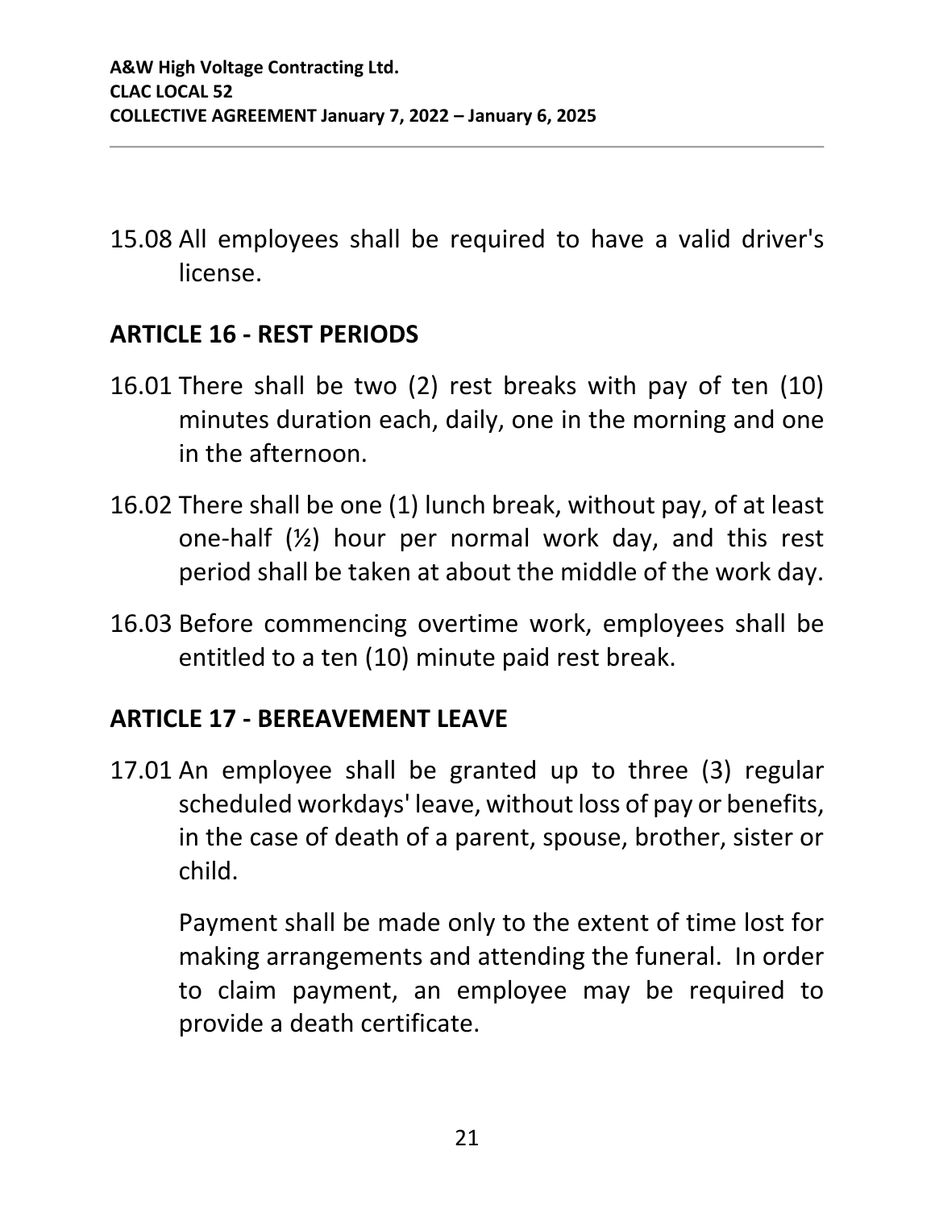15.08 All employees shall be required to have a valid driver's license.

## ARTICLE 16 - REST PERIODS

16.01 There shall be two (2) rest breaks with pay of ten (10) minutes duration each, daily, one in the morning and one in the afternoon.

16.02 There shall be one (1) lunch break, without pay, of at least one-half (½) hour per normal work day, and this rest period shall be taken at about the middle of the work day.

16.03 Before commencing overtime work, employees shall be entitled to a ten (10) minute paid rest break.

## ARTICLE 17 - BEREAVEMENT LEAVE

17.01 An employee shall be granted up to three (3) regular scheduled workdays' leave, without loss of pay or benefits, in the case of death of a parent, spouse, brother, sister or child.

Payment shall be made only to the extent of time lost for making arrangements and attending the funeral. In order to claim payment, an employee may be required to provide a death certificate.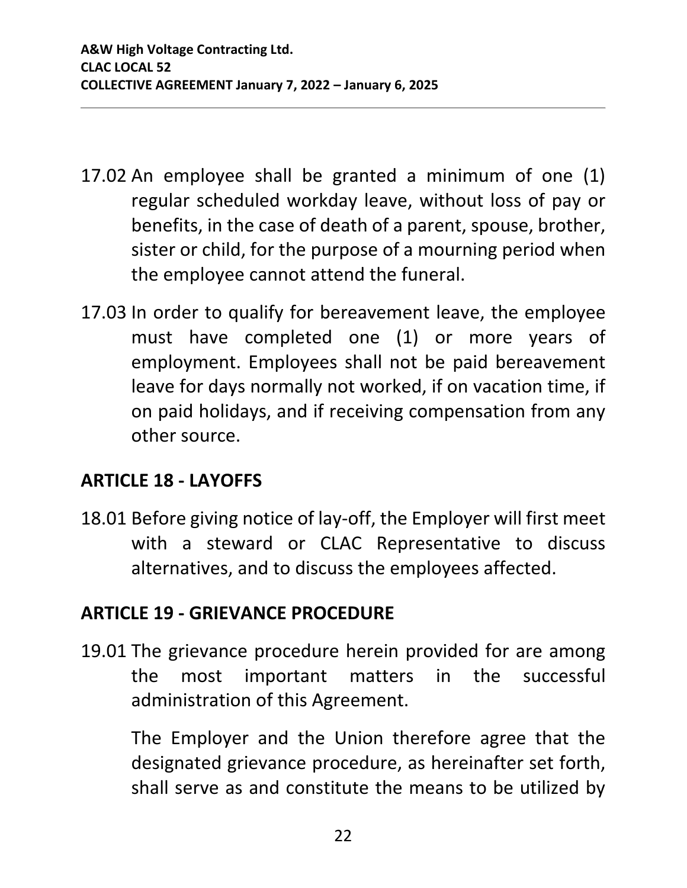17.02 An employee shall be granted a minimum of one (1) regular scheduled workday leave, without loss of pay or benefits, in the case of death of a parent, spouse, brother, sister or child, for the purpose of a mourning period when the employee cannot attend the funeral.

17.03 In order to qualify for bereavement leave, the employee must have completed one (1) or more years of employment. Employees shall not be paid bereavement leave for days normally not worked, if on vacation time, if on paid holidays, and if receiving compensation from any other source.

## ARTICLE 18 - LAYOFFS

18.01 Before giving notice of lay-off, the Employer will first meet with a steward or CLAC Representative to discuss alternatives, and to discuss the employees affected.

## ARTICLE 19 - GRIEVANCE PROCEDURE

19.01 The grievance procedure herein provided for are among the most important matters in the successful administration of this Agreement.

The Employer and the Union therefore agree that the designated grievance procedure, as hereinafter set forth, shall serve as and constitute the means to be utilized by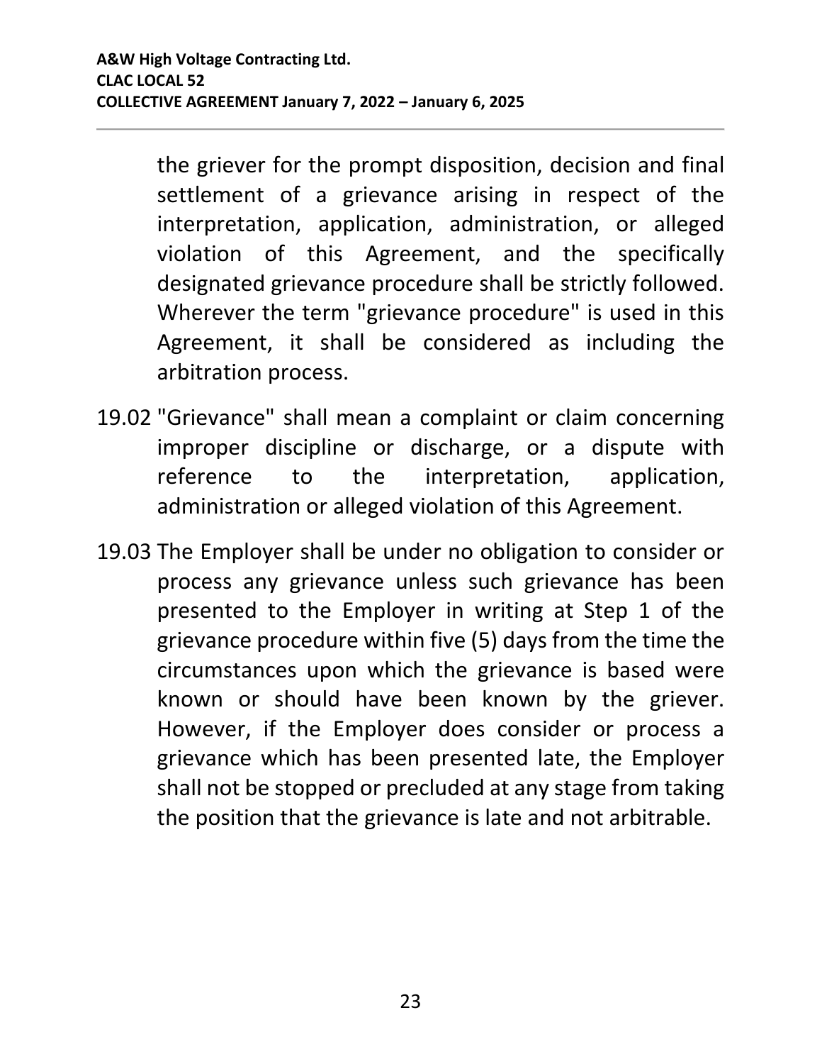the griever for the prompt disposition, decision and final settlement of a grievance arising in respect of the interpretation, application, administration, or alleged violation of this Agreement, and the specifically designated grievance procedure shall be strictly followed. Wherever the term "grievance procedure" is used in this Agreement, it shall be considered as including the arbitration process.

19.02 "Grievance" shall mean a complaint or claim concerning improper discipline or discharge, or a dispute with reference to the interpretation, application, administration or alleged violation of this Agreement.

19.03 The Employer shall be under no obligation to consider or process any grievance unless such grievance has been presented to the Employer in writing at Step 1 of the grievance procedure within five (5) days from the time the circumstances upon which the grievance is based were known or should have been known by the griever. However, if the Employer does consider or process a grievance which has been presented late, the Employer shall not be stopped or precluded at any stage from taking the position that the grievance is late and not arbitrable.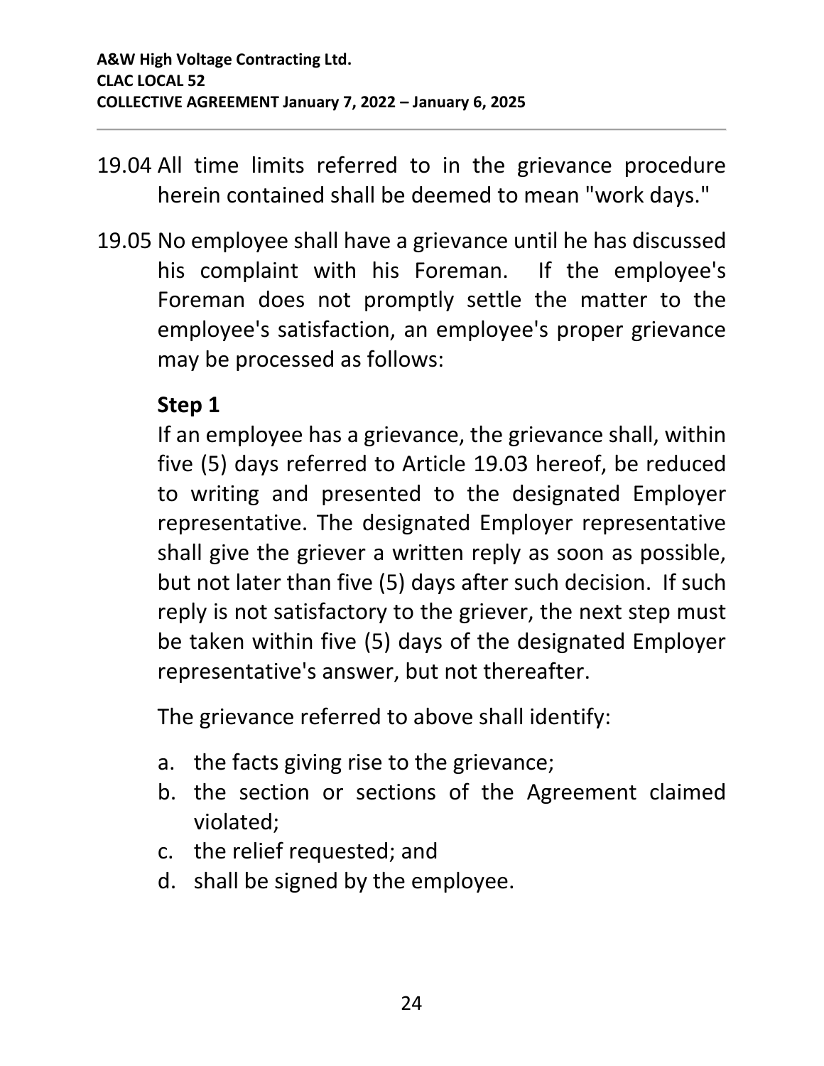19.04 All time limits referred to in the grievance procedure herein contained shall be deemed to mean "work days."

19.05 No employee shall have a grievance until he has discussed his complaint with his Foreman. If the employee's Foreman does not promptly settle the matter to the employee's satisfaction, an employee's proper grievance may be processed as follows:

**Step 1**

If an employee has a grievance, the grievance shall, within five (5) days referred to Article 19.03 hereof, be reduced to writing and presented to the designated Employer representative. The designated Employer representative shall give the griever a written reply as soon as possible, but not later than five (5) days after such decision. If such reply is not satisfactory to the griever, the next step must be taken within five (5) days of the designated Employer representative's answer, but not thereafter.

The grievance referred to above shall identify:

a. the facts giving rise to the grievance;
b. the section or sections of the Agreement claimed violated;
c. the relief requested; and
d. shall be signed by the employee.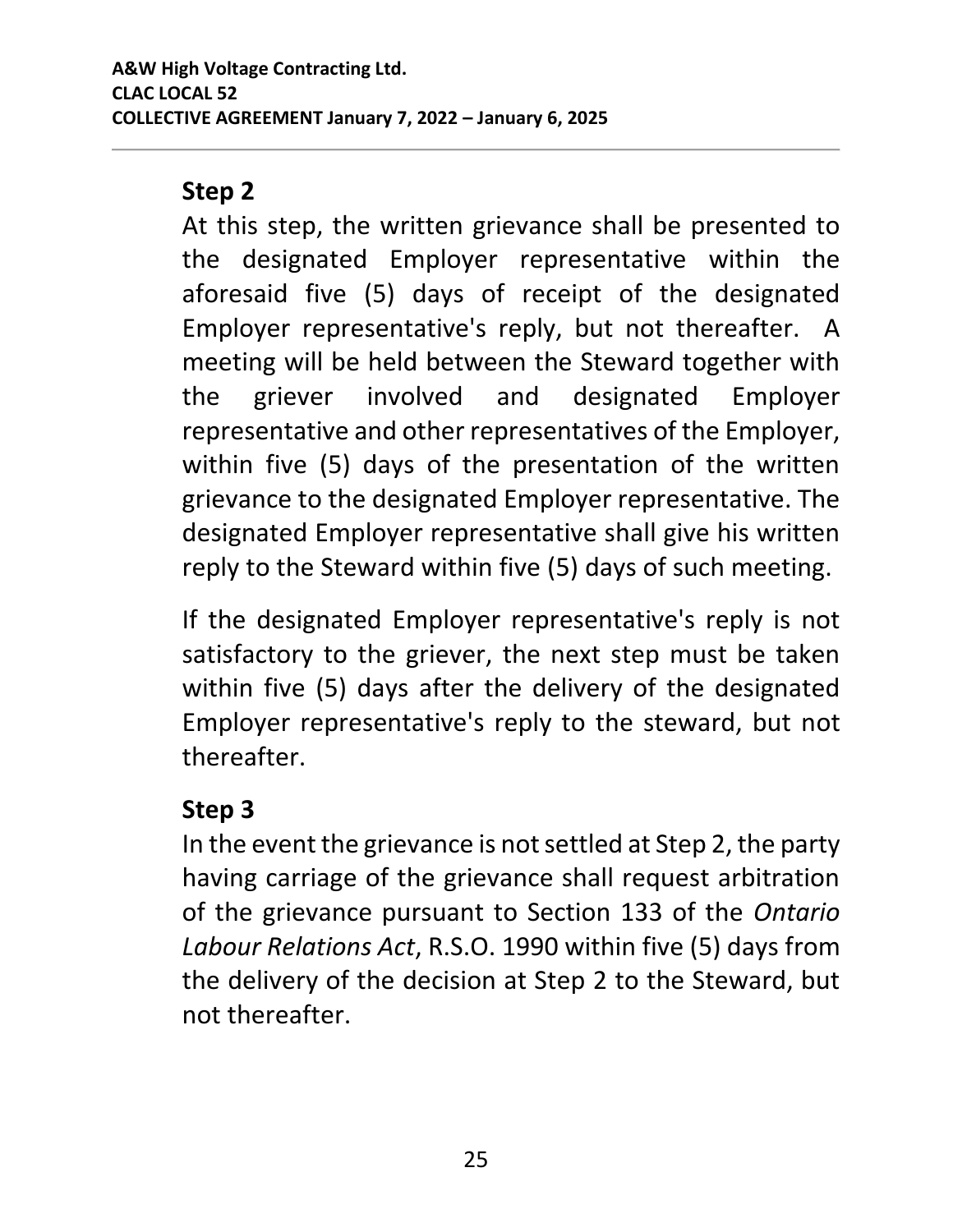### Step 2

At this step, the written grievance shall be presented to the designated Employer representative within the aforesaid five (5) days of receipt of the designated Employer representative's reply, but not thereafter. A meeting will be held between the Steward together with the griever involved and designated Employer representative and other representatives of the Employer, within five (5) days of the presentation of the written grievance to the designated Employer representative. The designated Employer representative shall give his written reply to the Steward within five (5) days of such meeting.

If the designated Employer representative's reply is not satisfactory to the griever, the next step must be taken within five (5) days after the delivery of the designated Employer representative's reply to the steward, but not thereafter.

### Step 3

In the event the grievance is not settled at Step 2, the party having carriage of the grievance shall request arbitration of the grievance pursuant to Section 133 of the *Ontario Labour Relations Act*, R.S.O. 1990 within five (5) days from the delivery of the decision at Step 2 to the Steward, but not thereafter.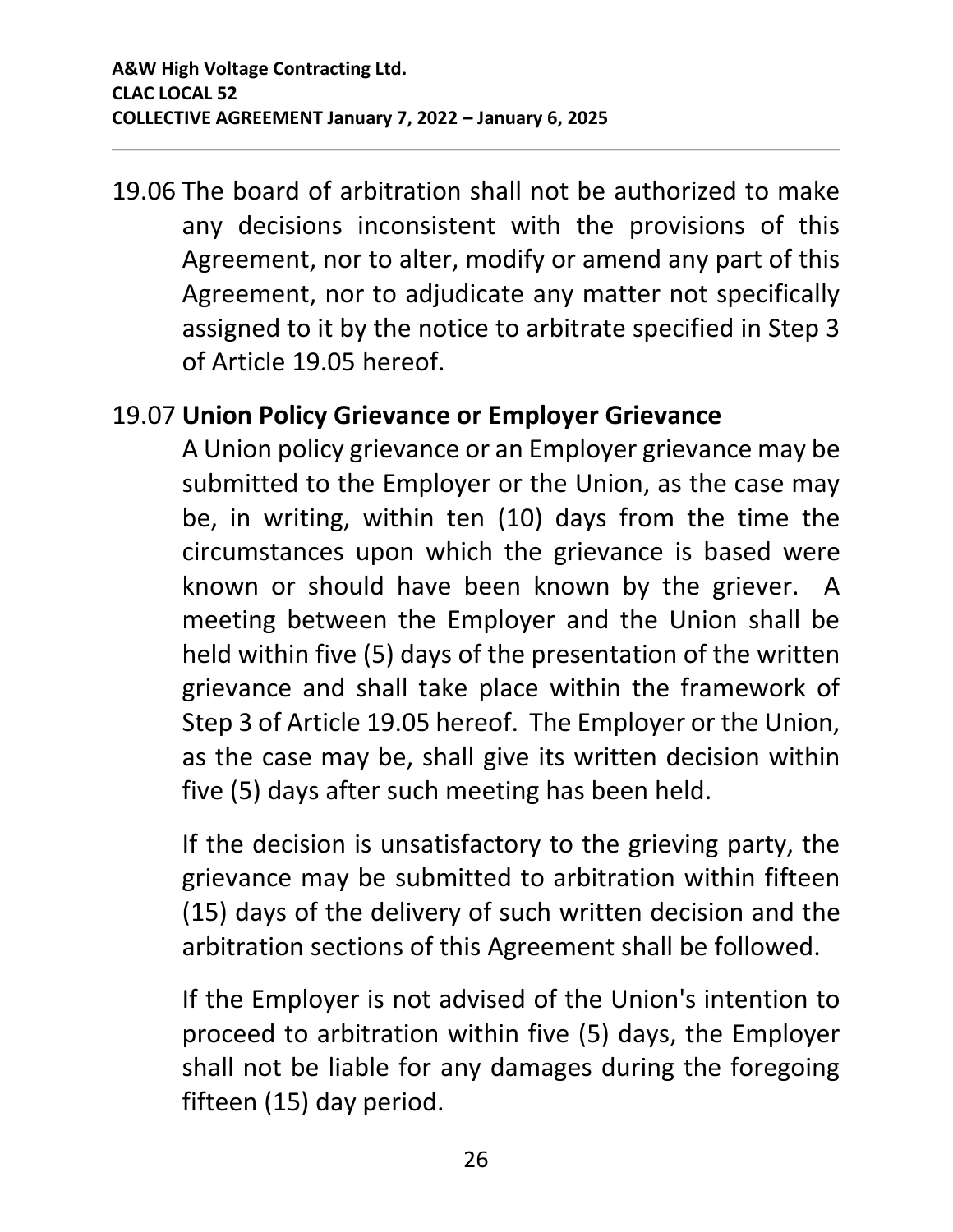19.06 The board of arbitration shall not be authorized to make any decisions inconsistent with the provisions of this Agreement, nor to alter, modify or amend any part of this Agreement, nor to adjudicate any matter not specifically assigned to it by the notice to arbitrate specified in Step 3 of Article 19.05 hereof.

19.07 **Union Policy Grievance or Employer Grievance**

A Union policy grievance or an Employer grievance may be submitted to the Employer or the Union, as the case may be, in writing, within ten (10) days from the time the circumstances upon which the grievance is based were known or should have been known by the griever. A meeting between the Employer and the Union shall be held within five (5) days of the presentation of the written grievance and shall take place within the framework of Step 3 of Article 19.05 hereof. The Employer or the Union, as the case may be, shall give its written decision within five (5) days after such meeting has been held.

If the decision is unsatisfactory to the grieving party, the grievance may be submitted to arbitration within fifteen (15) days of the delivery of such written decision and the arbitration sections of this Agreement shall be followed.

If the Employer is not advised of the Union's intention to proceed to arbitration within five (5) days, the Employer shall not be liable for any damages during the foregoing fifteen (15) day period.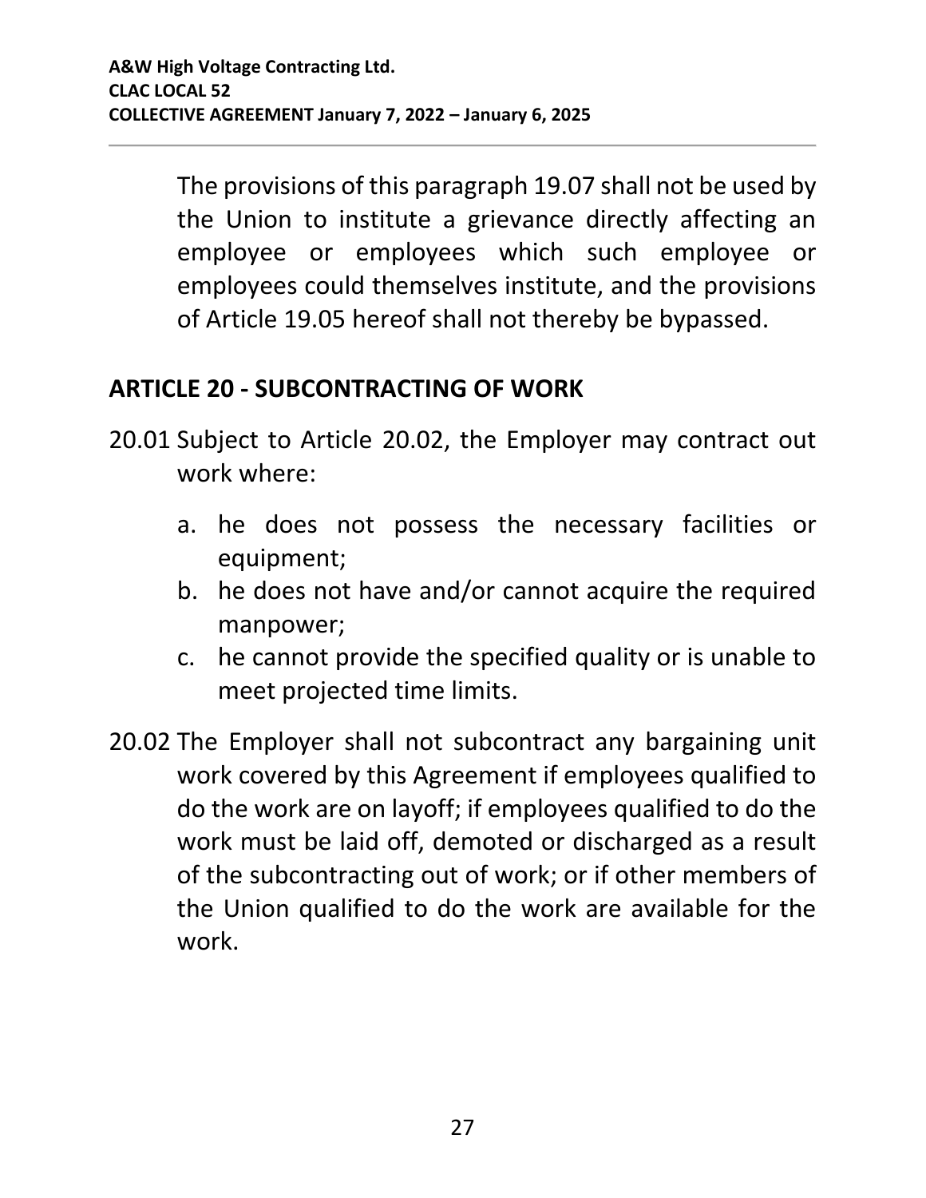The provisions of this paragraph 19.07 shall not be used by the Union to institute a grievance directly affecting an employee or employees which such employee or employees could themselves institute, and the provisions of Article 19.05 hereof shall not thereby be bypassed.

## ARTICLE 20 - SUBCONTRACTING OF WORK

20.01 Subject to Article 20.02, the Employer may contract out work where:

a. he does not possess the necessary facilities or equipment;
b. he does not have and/or cannot acquire the required manpower;
c. he cannot provide the specified quality or is unable to meet projected time limits.

20.02 The Employer shall not subcontract any bargaining unit work covered by this Agreement if employees qualified to do the work are on layoff; if employees qualified to do the work must be laid off, demoted or discharged as a result of the subcontracting out of work; or if other members of the Union qualified to do the work are available for the work.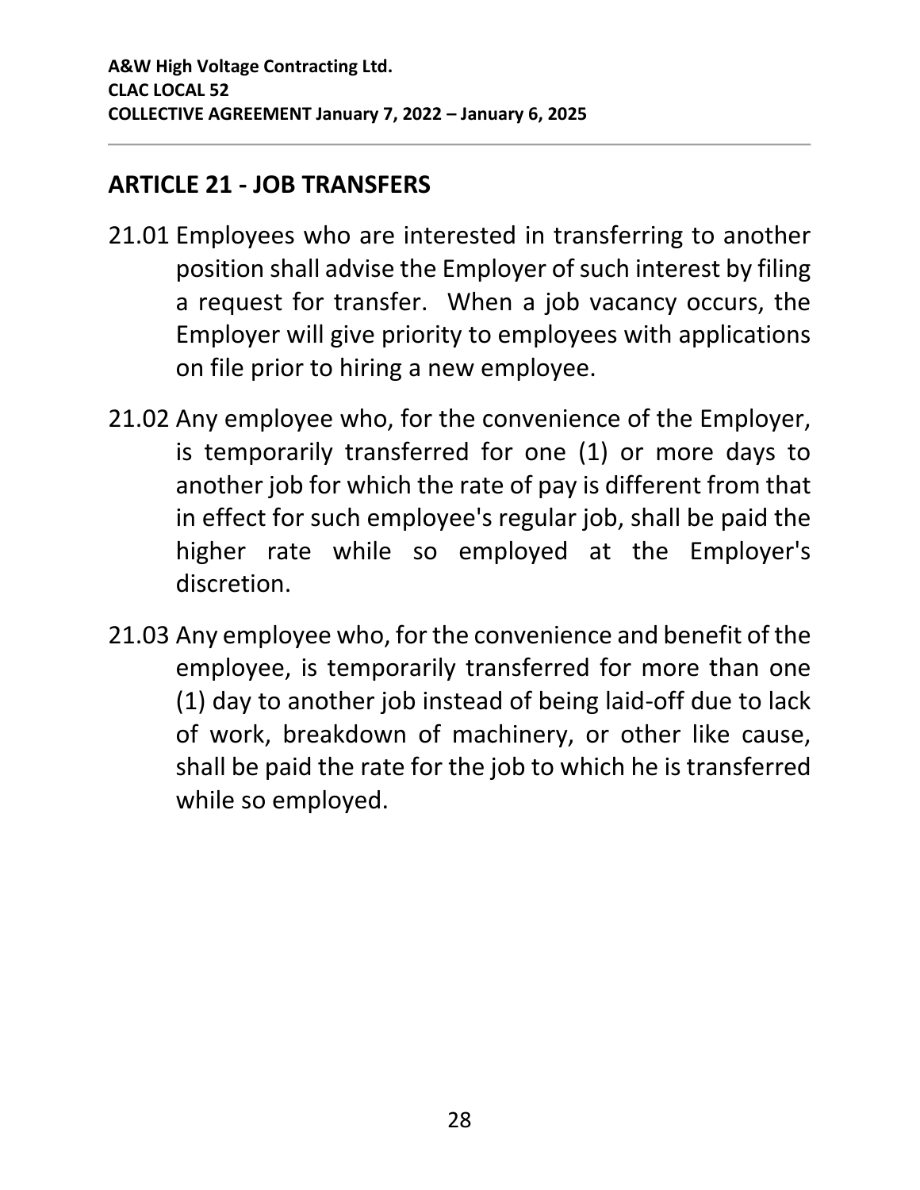## ARTICLE 21 - JOB TRANSFERS

21.01 Employees who are interested in transferring to another position shall advise the Employer of such interest by filing a request for transfer. When a job vacancy occurs, the Employer will give priority to employees with applications on file prior to hiring a new employee.

21.02 Any employee who, for the convenience of the Employer, is temporarily transferred for one (1) or more days to another job for which the rate of pay is different from that in effect for such employee's regular job, shall be paid the higher rate while so employed at the Employer's discretion.

21.03 Any employee who, for the convenience and benefit of the employee, is temporarily transferred for more than one (1) day to another job instead of being laid-off due to lack of work, breakdown of machinery, or other like cause, shall be paid the rate for the job to which he is transferred while so employed.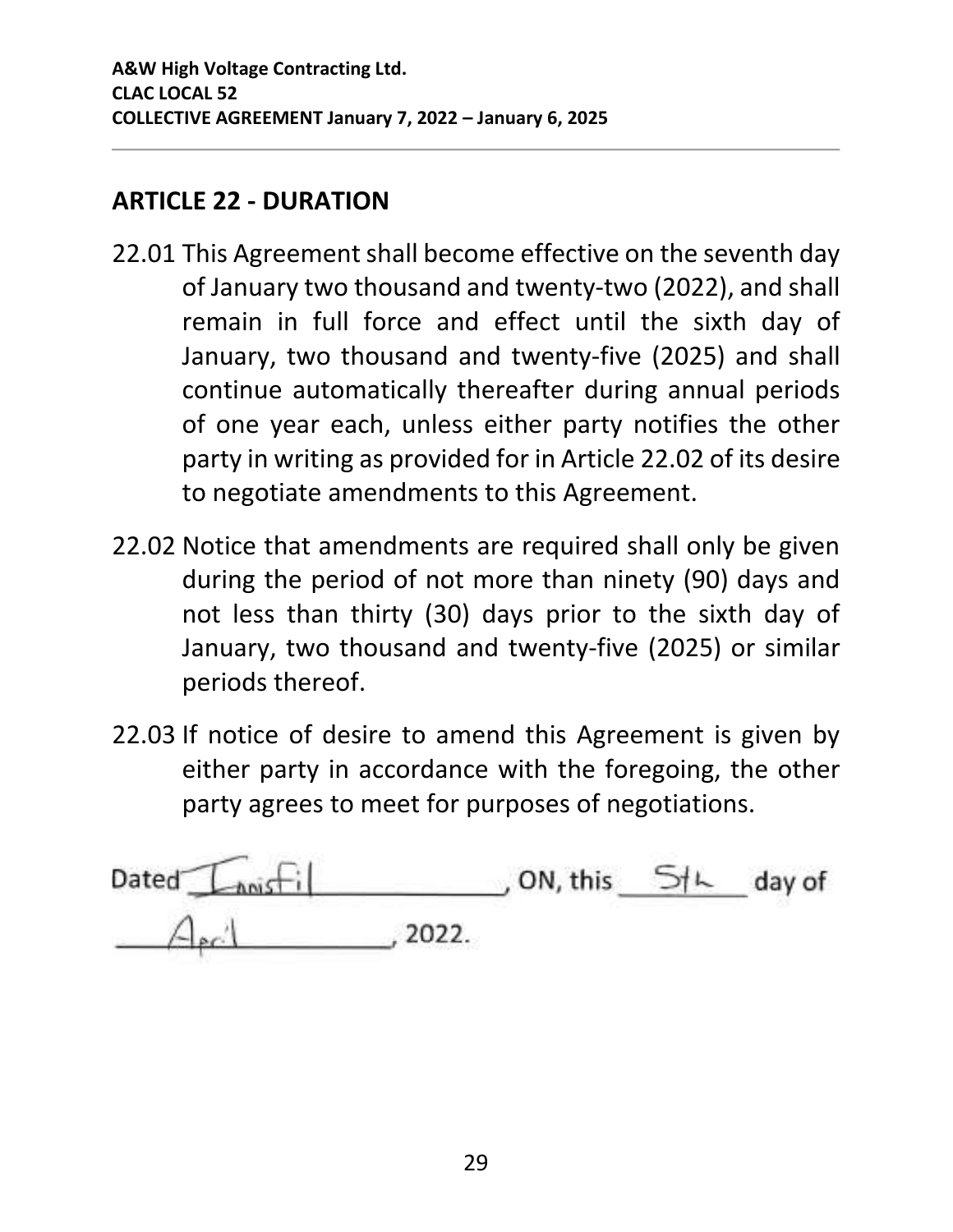## ARTICLE 22 - DURATION

22.01 This Agreement shall become effective on the seventh day of January two thousand and twenty-two (2022), and shall remain in full force and effect until the sixth day of January, two thousand and twenty-five (2025) and shall continue automatically thereafter during annual periods of one year each, unless either party notifies the other party in writing as provided for in Article 22.02 of its desire to negotiate amendments to this Agreement.

22.02 Notice that amendments are required shall only be given during the period of not more than ninety (90) days and not less than thirty (30) days prior to the sixth day of January, two thousand and twenty-five (2025) or similar periods thereof.

22.03 If notice of desire to amend this Agreement is given by either party in accordance with the foregoing, the other party agrees to meet for purposes of negotiations.

Dated Innisfil, ON, this 5th day of April, 2022.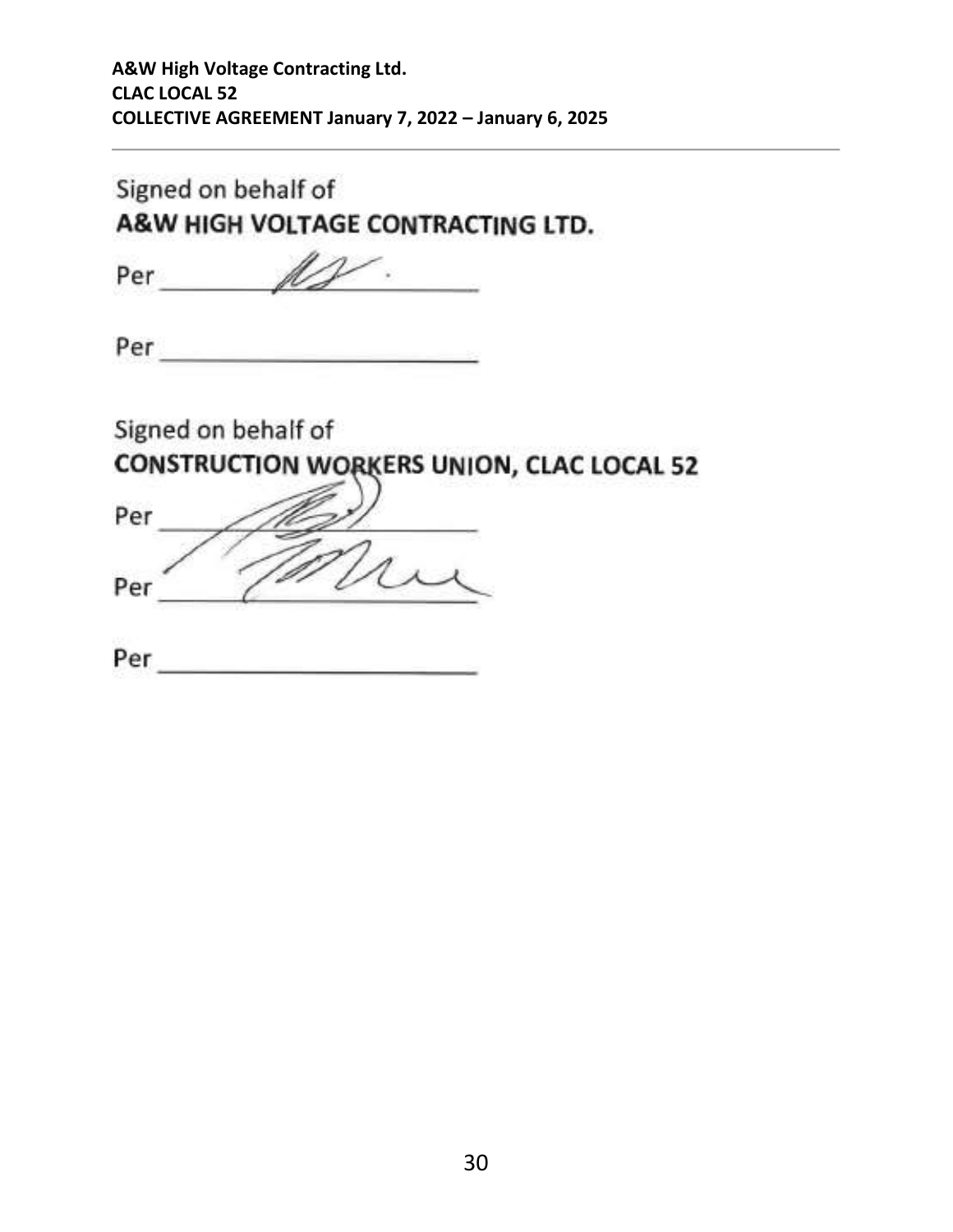Signed on behalf of
**A&W HIGH VOLTAGE CONTRACTING LTD.**

Per ______________________

Per ______________________

Signed on behalf of
**CONSTRUCTION WORKERS UNION, CLAC LOCAL 52**

Per ______________________

Per ______________________

Per ______________________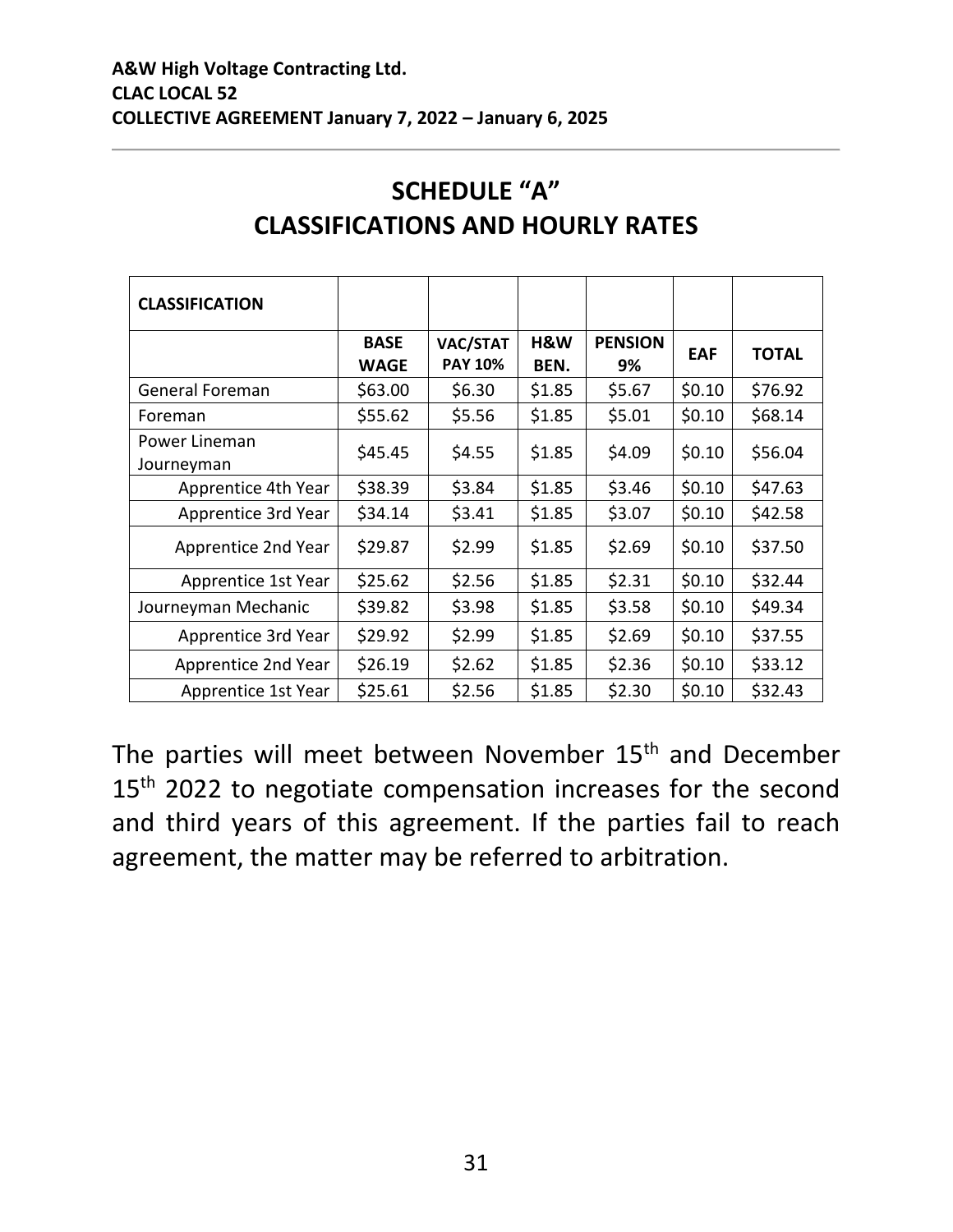# SCHEDULE "A"
# CLASSIFICATIONS AND HOURLY RATES

| CLASSIFICATION | | | | | | |
|---|---|---|---|---|---|---|
| | BASE WAGE | VAC/STAT PAY 10% | H&W BEN. | PENSION 9% | EAF | TOTAL |
| General Foreman | $63.00 | $6.30 | $1.85 | $5.67 | $0.10 | $76.92 |
| Foreman | $55.62 | $5.56 | $1.85 | $5.01 | $0.10 | $68.14 |
| Power Lineman Journeyman | $45.45 | $4.55 | $1.85 | $4.09 | $0.10 | $56.04 |
| Apprentice 4th Year | $38.39 | $3.84 | $1.85 | $3.46 | $0.10 | $47.63 |
| Apprentice 3rd Year | $34.14 | $3.41 | $1.85 | $3.07 | $0.10 | $42.58 |
| Apprentice 2nd Year | $29.87 | $2.99 | $1.85 | $2.69 | $0.10 | $37.50 |
| Apprentice 1st Year | $25.62 | $2.56 | $1.85 | $2.31 | $0.10 | $32.44 |
| Journeyman Mechanic | $39.82 | $3.98 | $1.85 | $3.58 | $0.10 | $49.34 |
| Apprentice 3rd Year | $29.92 | $2.99 | $1.85 | $2.69 | $0.10 | $37.55 |
| Apprentice 2nd Year | $26.19 | $2.62 | $1.85 | $2.36 | $0.10 | $33.12 |
| Apprentice 1st Year | $25.61 | $2.56 | $1.85 | $2.30 | $0.10 | $32.43 |

The parties will meet between November 15th and December 15th 2022 to negotiate compensation increases for the second and third years of this agreement. If the parties fail to reach agreement, the matter may be referred to arbitration.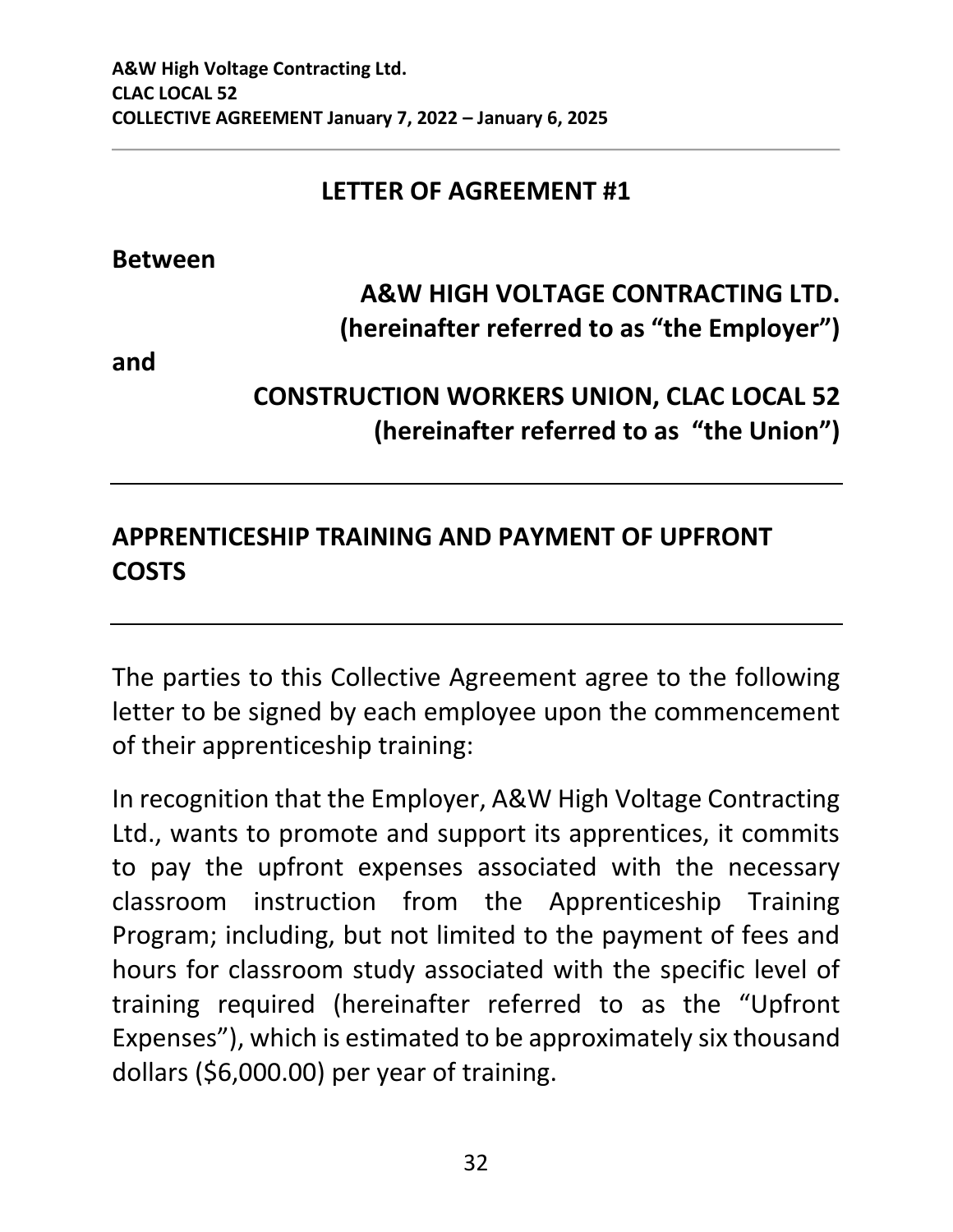## LETTER OF AGREEMENT #1

**Between**

**A&W HIGH VOLTAGE CONTRACTING LTD.**
**(hereinafter referred to as "the Employer")**

**and**

**CONSTRUCTION WORKERS UNION, CLAC LOCAL 52**
**(hereinafter referred to as "the Union")**

---

## APPRENTICESHIP TRAINING AND PAYMENT OF UPFRONT COSTS

---

The parties to this Collective Agreement agree to the following letter to be signed by each employee upon the commencement of their apprenticeship training:

In recognition that the Employer, A&W High Voltage Contracting Ltd., wants to promote and support its apprentices, it commits to pay the upfront expenses associated with the necessary classroom instruction from the Apprenticeship Training Program; including, but not limited to the payment of fees and hours for classroom study associated with the specific level of training required (hereinafter referred to as the "Upfront Expenses"), which is estimated to be approximately six thousand dollars ($6,000.00) per year of training.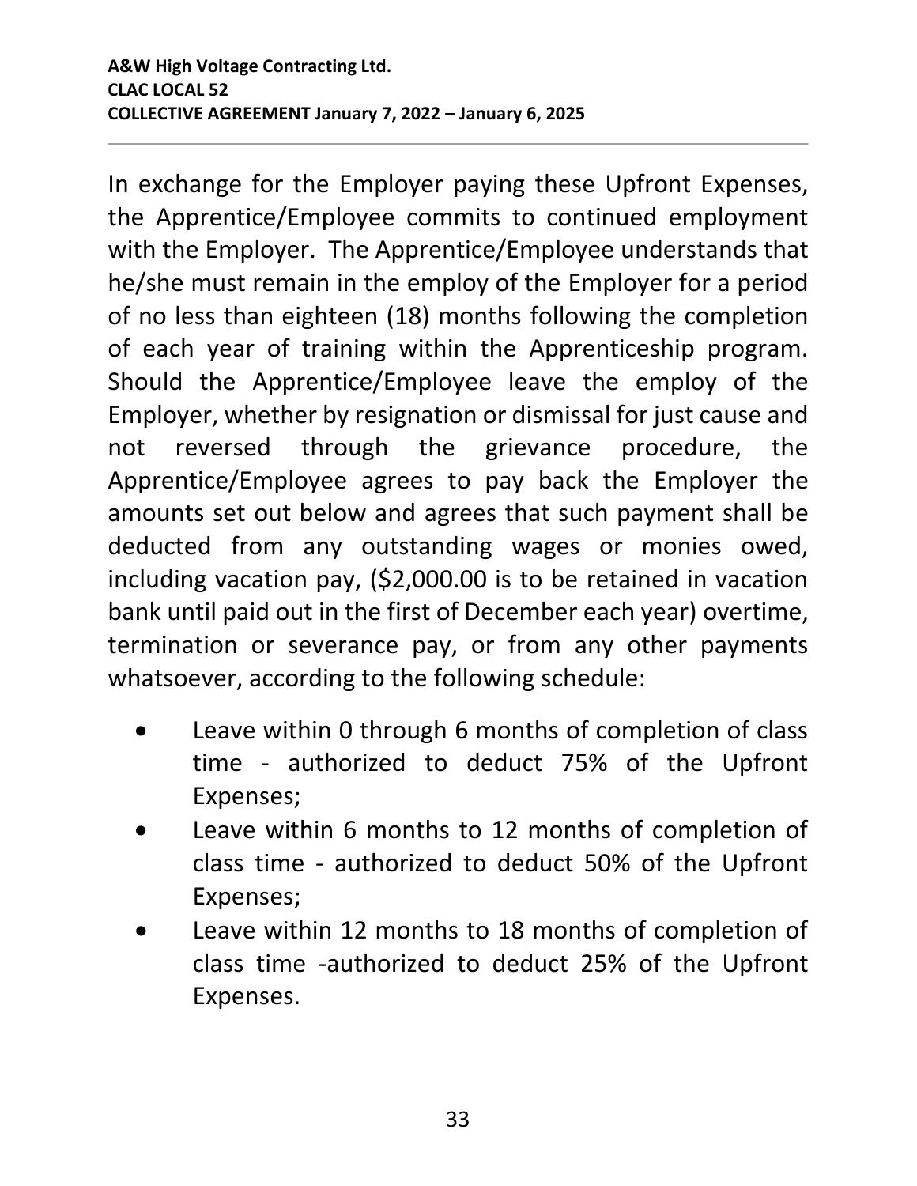In exchange for the Employer paying these Upfront Expenses, the Apprentice/Employee commits to continued employment with the Employer. The Apprentice/Employee understands that he/she must remain in the employ of the Employer for a period of no less than eighteen (18) months following the completion of each year of training within the Apprenticeship program. Should the Apprentice/Employee leave the employ of the Employer, whether by resignation or dismissal for just cause and not reversed through the grievance procedure, the Apprentice/Employee agrees to pay back the Employer the amounts set out below and agrees that such payment shall be deducted from any outstanding wages or monies owed, including vacation pay, ($2,000.00 is to be retained in vacation bank until paid out in the first of December each year) overtime, termination or severance pay, or from any other payments whatsoever, according to the following schedule:

- Leave within 0 through 6 months of completion of class time - authorized to deduct 75% of the Upfront Expenses;
- Leave within 6 months to 12 months of completion of class time - authorized to deduct 50% of the Upfront Expenses;
- Leave within 12 months to 18 months of completion of class time -authorized to deduct 25% of the Upfront Expenses.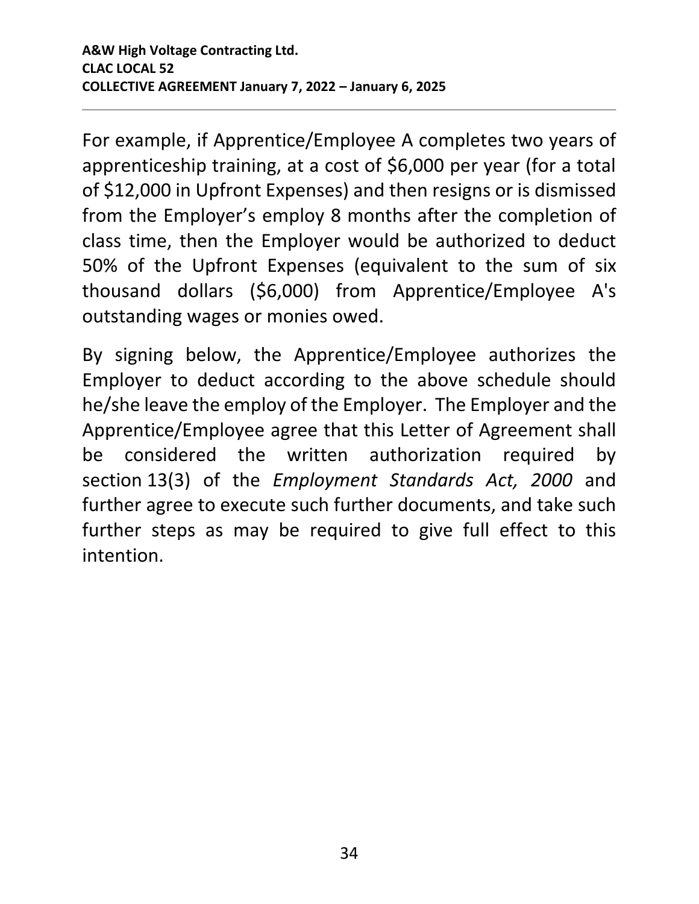For example, if Apprentice/Employee A completes two years of apprenticeship training, at a cost of $6,000 per year (for a total of $12,000 in Upfront Expenses) and then resigns or is dismissed from the Employer's employ 8 months after the completion of class time, then the Employer would be authorized to deduct 50% of the Upfront Expenses (equivalent to the sum of six thousand dollars ($6,000) from Apprentice/Employee A's outstanding wages or monies owed.

By signing below, the Apprentice/Employee authorizes the Employer to deduct according to the above schedule should he/she leave the employ of the Employer. The Employer and the Apprentice/Employee agree that this Letter of Agreement shall be considered the written authorization required by section 13(3) of the *Employment Standards Act, 2000* and further agree to execute such further documents, and take such further steps as may be required to give full effect to this intention.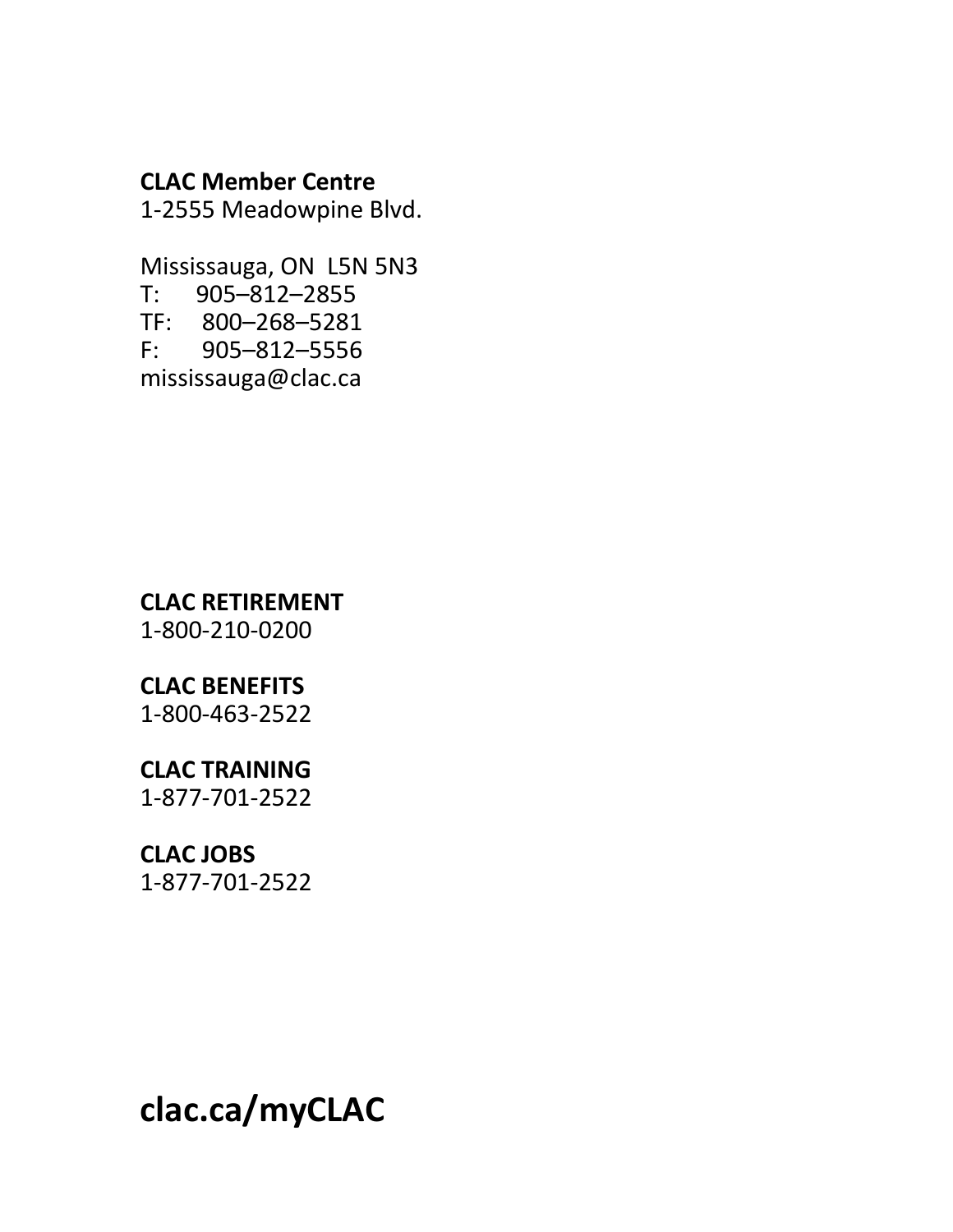**CLAC Member Centre**
1-2555 Meadowpine Blvd.

Mississauga, ON L5N 5N3
T: 905–812–2855
TF: 800–268–5281
F: 905–812–5556
mississauga@clac.ca

**CLAC RETIREMENT**
1-800-210-0200

**CLAC BENEFITS**
1-800-463-2522

**CLAC TRAINING**
1-877-701-2522

**CLAC JOBS**
1-877-701-2522

# clac.ca/myCLAC